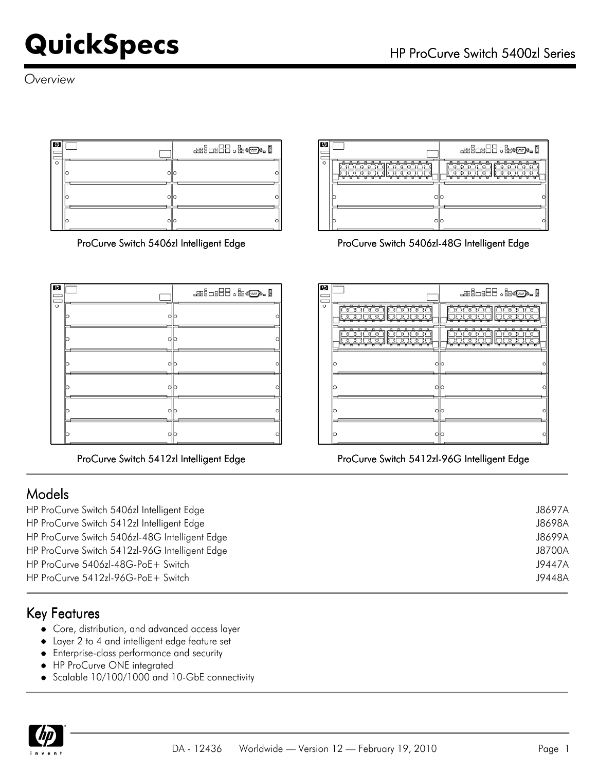# QuickSpecs

HP ProCurve Switch 5400zl Series

*Overview*

ProCurve Switch 5406zl Intelligent Edge

ProCurve Switch 5406zl-48G Intelligent Edge

ProCurve Switch 5412zl Intelligent Edge

ProCurve Switch 5412zl-96G Intelligent Edge

## Models

| | |
|---|---|
| HP ProCurve Switch 5406zl Intelligent Edge | J8697A |
| HP ProCurve Switch 5412zl Intelligent Edge | J8698A |
| HP ProCurve Switch 5406zl-48G Intelligent Edge | J8699A |
| HP ProCurve Switch 5412zl-96G Intelligent Edge | J8700A |
| HP ProCurve 5406zl-48G-PoE+ Switch | J9447A |
| HP ProCurve 5412zl-96G-PoE+ Switch | J9448A |

## Key Features

- Core, distribution, and advanced access layer
- Layer 2 to 4 and intelligent edge feature set
- Enterprise-class performance and security
- HP ProCurve ONE integrated
- Scalable 10/100/1000 and 10-GbE connectivity

DA - 12436 Worldwide — Version 12 — February 19, 2010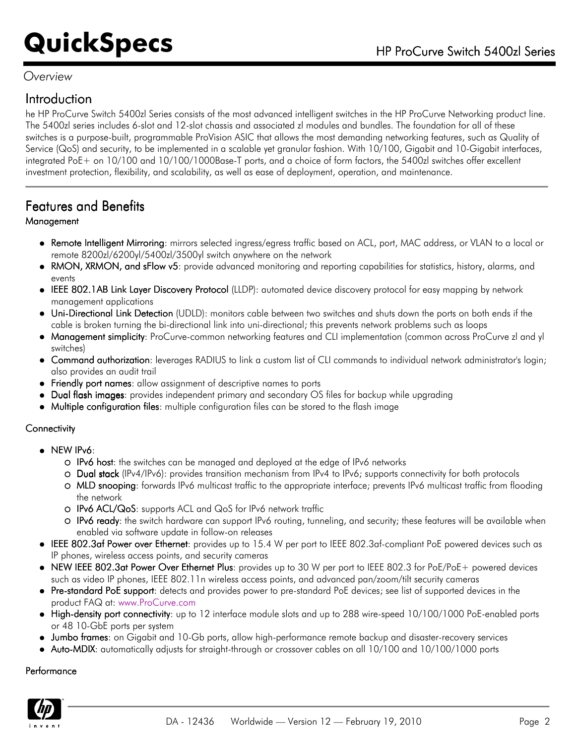*Overview*

## Introduction

he HP ProCurve Switch 5400zl Series consists of the most advanced intelligent switches in the HP ProCurve Networking product line. The 5400zl series includes 6-slot and 12-slot chassis and associated zl modules and bundles. The foundation for all of these switches is a purpose-built, programmable ProVision ASIC that allows the most demanding networking features, such as Quality of Service (QoS) and security, to be implemented in a scalable yet granular fashion. With 10/100, Gigabit and 10-Gigabit interfaces, integrated PoE+ on 10/100 and 10/100/1000Base-T ports, and a choice of form factors, the 5400zl switches offer excellent investment protection, flexibility, and scalability, as well as ease of deployment, operation, and maintenance.

## Features and Benefits

### Management

- **Remote Intelligent Mirroring**: mirrors selected ingress/egress traffic based on ACL, port, MAC address, or VLAN to a local or remote 8200zl/6200yl/5400zl/3500yl switch anywhere on the network
- **RMON, XRMON, and sFlow v5**: provide advanced monitoring and reporting capabilities for statistics, history, alarms, and events
- **IEEE 802.1AB Link Layer Discovery Protocol** (LLDP): automated device discovery protocol for easy mapping by network management applications
- **Uni-Directional Link Detection** (UDLD): monitors cable between two switches and shuts down the ports on both ends if the cable is broken turning the bi-directional link into uni-directional; this prevents network problems such as loops
- **Management simplicity**: ProCurve-common networking features and CLI implementation (common across ProCurve zl and yl switches)
- **Command authorization**: leverages RADIUS to link a custom list of CLI commands to individual network administrator's login; also provides an audit trail
- **Friendly port names**: allow assignment of descriptive names to ports
- **Dual flash images**: provides independent primary and secondary OS files for backup while upgrading
- **Multiple configuration files**: multiple configuration files can be stored to the flash image

### Connectivity

- **NEW IPv6**:
  - **IPv6 host**: the switches can be managed and deployed at the edge of IPv6 networks
  - **Dual stack** (IPv4/IPv6): provides transition mechanism from IPv4 to IPv6; supports connectivity for both protocols
  - **MLD snooping**: forwards IPv6 multicast traffic to the appropriate interface; prevents IPv6 multicast traffic from flooding the network
  - **IPv6 ACL/QoS**: supports ACL and QoS for IPv6 network traffic
  - **IPv6 ready**: the switch hardware can support IPv6 routing, tunneling, and security; these features will be available when enabled via software update in follow-on releases
- **IEEE 802.3af Power over Ethernet**: provides up to 15.4 W per port to IEEE 802.3af-compliant PoE powered devices such as IP phones, wireless access points, and security cameras
- **NEW IEEE 802.3at Power Over Ethernet Plus**: provides up to 30 W per port to IEEE 802.3 for PoE/PoE+ powered devices such as video IP phones, IEEE 802.11n wireless access points, and advanced pan/zoom/tilt security cameras
- **Pre-standard PoE support**: detects and provides power to pre-standard PoE devices; see list of supported devices in the product FAQ at: www.ProCurve.com
- **High-density port connectivity**: up to 12 interface module slots and up to 288 wire-speed 10/100/1000 PoE-enabled ports or 48 10-GbE ports per system
- **Jumbo frames**: on Gigabit and 10-Gb ports, allow high-performance remote backup and disaster-recovery services
- **Auto-MDIX**: automatically adjusts for straight-through or crossover cables on all 10/100 and 10/100/1000 ports

### Performance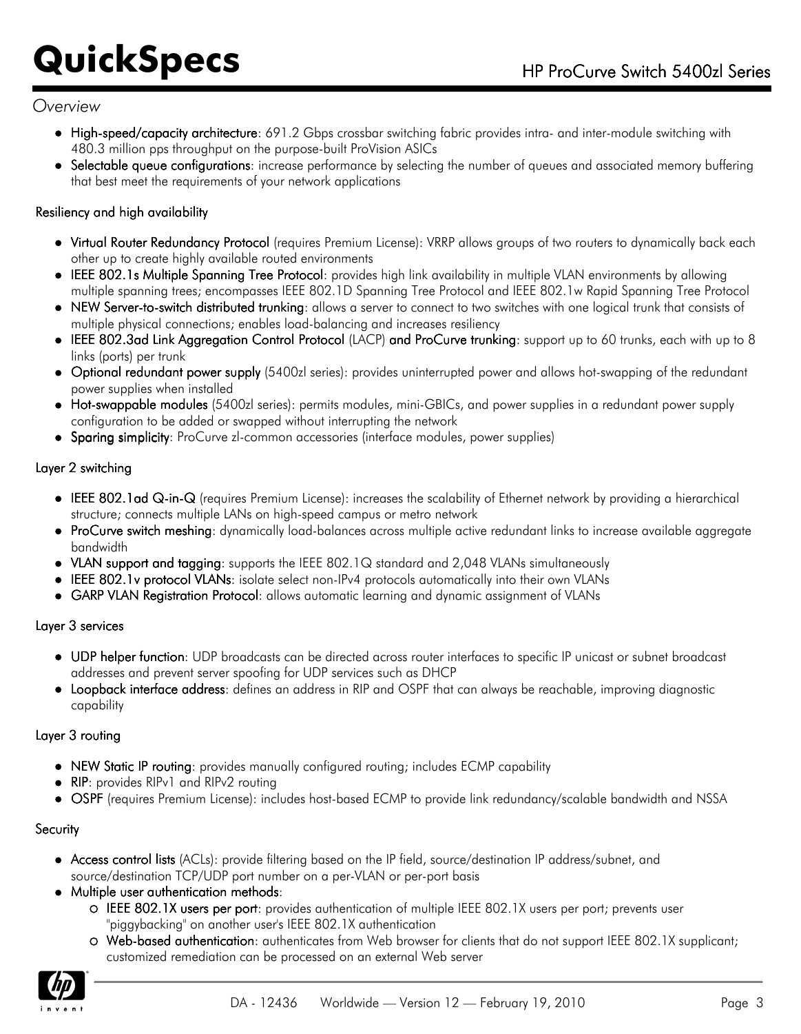*Overview*

- **High-speed/capacity architecture**: 691.2 Gbps crossbar switching fabric provides intra- and inter-module switching with 480.3 million pps throughput on the purpose-built ProVision ASICs
- **Selectable queue configurations**: increase performance by selecting the number of queues and associated memory buffering that best meet the requirements of your network applications

### Resiliency and high availability

- **Virtual Router Redundancy Protocol** (requires Premium License): VRRP allows groups of two routers to dynamically back each other up to create highly available routed environments
- **IEEE 802.1s Multiple Spanning Tree Protocol**: provides high link availability in multiple VLAN environments by allowing multiple spanning trees; encompasses IEEE 802.1D Spanning Tree Protocol and IEEE 802.1w Rapid Spanning Tree Protocol
- **NEW Server-to-switch distributed trunking**: allows a server to connect to two switches with one logical trunk that consists of multiple physical connections; enables load-balancing and increases resiliency
- **IEEE 802.3ad Link Aggregation Control Protocol** (LACP) **and ProCurve trunking**: support up to 60 trunks, each with up to 8 links (ports) per trunk
- **Optional redundant power supply** (5400zl series): provides uninterrupted power and allows hot-swapping of the redundant power supplies when installed
- **Hot-swappable modules** (5400zl series): permits modules, mini-GBICs, and power supplies in a redundant power supply configuration to be added or swapped without interrupting the network
- **Sparing simplicity**: ProCurve zl-common accessories (interface modules, power supplies)

### Layer 2 switching

- **IEEE 802.1ad Q-in-Q** (requires Premium License): increases the scalability of Ethernet network by providing a hierarchical structure; connects multiple LANs on high-speed campus or metro network
- **ProCurve switch meshing**: dynamically load-balances across multiple active redundant links to increase available aggregate bandwidth
- **VLAN support and tagging**: supports the IEEE 802.1Q standard and 2,048 VLANs simultaneously
- **IEEE 802.1v protocol VLANs**: isolate select non-IPv4 protocols automatically into their own VLANs
- **GARP VLAN Registration Protocol**: allows automatic learning and dynamic assignment of VLANs

### Layer 3 services

- **UDP helper function**: UDP broadcasts can be directed across router interfaces to specific IP unicast or subnet broadcast addresses and prevent server spoofing for UDP services such as DHCP
- **Loopback interface address**: defines an address in RIP and OSPF that can always be reachable, improving diagnostic capability

### Layer 3 routing

- **NEW Static IP routing**: provides manually configured routing; includes ECMP capability
- **RIP**: provides RIPv1 and RIPv2 routing
- **OSPF** (requires Premium License): includes host-based ECMP to provide link redundancy/scalable bandwidth and NSSA

### Security

- **Access control lists** (ACLs): provide filtering based on the IP field, source/destination IP address/subnet, and source/destination TCP/UDP port number on a per-VLAN or per-port basis
- **Multiple user authentication methods**:
  - **IEEE 802.1X users per port**: provides authentication of multiple IEEE 802.1X users per port; prevents user "piggybacking" on another user's IEEE 802.1X authentication
  - **Web-based authentication**: authenticates from Web browser for clients that do not support IEEE 802.1X supplicant; customized remediation can be processed on an external Web server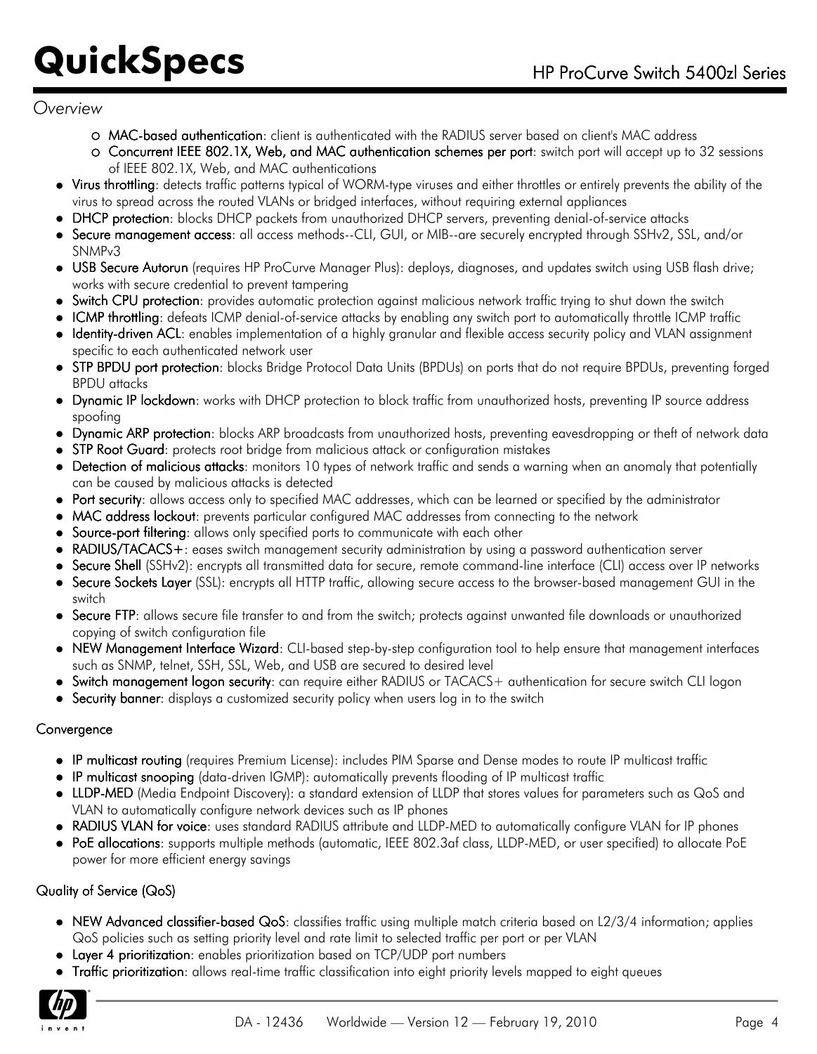*Overview*

- **MAC-based authentication**: client is authenticated with the RADIUS server based on client's MAC address
- **Concurrent IEEE 802.1X, Web, and MAC authentication schemes per port**: switch port will accept up to 32 sessions of IEEE 802.1X, Web, and MAC authentications

- **Virus throttling**: detects traffic patterns typical of WORM-type viruses and either throttles or entirely prevents the ability of the virus to spread across the routed VLANs or bridged interfaces, without requiring external appliances
- **DHCP protection**: blocks DHCP packets from unauthorized DHCP servers, preventing denial-of-service attacks
- **Secure management access**: all access methods--CLI, GUI, or MIB--are securely encrypted through SSHv2, SSL, and/or SNMPv3
- **USB Secure Autorun** (requires HP ProCurve Manager Plus): deploys, diagnoses, and updates switch using USB flash drive; works with secure credential to prevent tampering
- **Switch CPU protection**: provides automatic protection against malicious network traffic trying to shut down the switch
- **ICMP throttling**: defeats ICMP denial-of-service attacks by enabling any switch port to automatically throttle ICMP traffic
- **Identity-driven ACL**: enables implementation of a highly granular and flexible access security policy and VLAN assignment specific to each authenticated network user
- **STP BPDU port protection**: blocks Bridge Protocol Data Units (BPDUs) on ports that do not require BPDUs, preventing forged BPDU attacks
- **Dynamic IP lockdown**: works with DHCP protection to block traffic from unauthorized hosts, preventing IP source address spoofing
- **Dynamic ARP protection**: blocks ARP broadcasts from unauthorized hosts, preventing eavesdropping or theft of network data
- **STP Root Guard**: protects root bridge from malicious attack or configuration mistakes
- **Detection of malicious attacks**: monitors 10 types of network traffic and sends a warning when an anomaly that potentially can be caused by malicious attacks is detected
- **Port security**: allows access only to specified MAC addresses, which can be learned or specified by the administrator
- **MAC address lockout**: prevents particular configured MAC addresses from connecting to the network
- **Source-port filtering**: allows only specified ports to communicate with each other
- **RADIUS/TACACS+**: eases switch management security administration by using a password authentication server
- **Secure Shell** (SSHv2): encrypts all transmitted data for secure, remote command-line interface (CLI) access over IP networks
- **Secure Sockets Layer** (SSL): encrypts all HTTP traffic, allowing secure access to the browser-based management GUI in the switch
- **Secure FTP**: allows secure file transfer to and from the switch; protects against unwanted file downloads or unauthorized copying of switch configuration file
- **NEW Management Interface Wizard**: CLI-based step-by-step configuration tool to help ensure that management interfaces such as SNMP, telnet, SSH, SSL, Web, and USB are secured to desired level
- **Switch management logon security**: can require either RADIUS or TACACS+ authentication for secure switch CLI logon
- **Security banner**: displays a customized security policy when users log in to the switch

### Convergence

- **IP multicast routing** (requires Premium License): includes PIM Sparse and Dense modes to route IP multicast traffic
- **IP multicast snooping** (data-driven IGMP): automatically prevents flooding of IP multicast traffic
- **LLDP-MED** (Media Endpoint Discovery): a standard extension of LLDP that stores values for parameters such as QoS and VLAN to automatically configure network devices such as IP phones
- **RADIUS VLAN for voice**: uses standard RADIUS attribute and LLDP-MED to automatically configure VLAN for IP phones
- **PoE allocations**: supports multiple methods (automatic, IEEE 802.3af class, LLDP-MED, or user specified) to allocate PoE power for more efficient energy savings

### Quality of Service (QoS)

- **NEW Advanced classifier-based QoS**: classifies traffic using multiple match criteria based on L2/3/4 information; applies QoS policies such as setting priority level and rate limit to selected traffic per port or per VLAN
- **Layer 4 prioritization**: enables prioritization based on TCP/UDP port numbers
- **Traffic prioritization**: allows real-time traffic classification into eight priority levels mapped to eight queues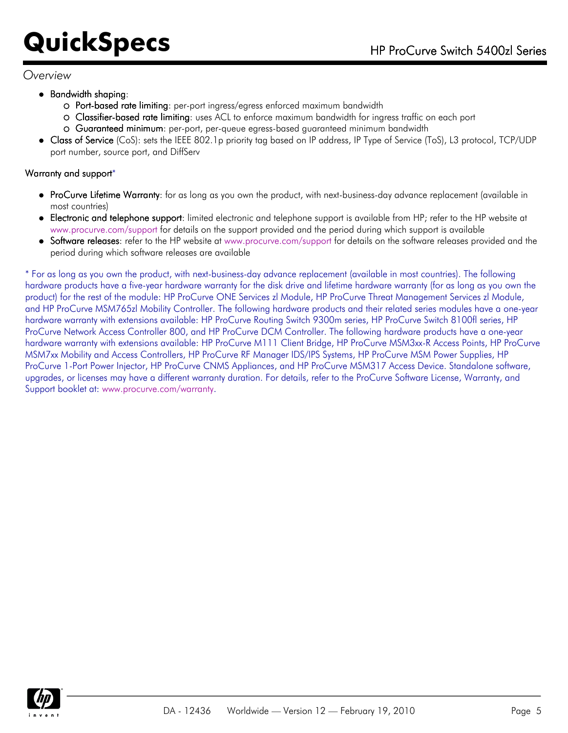*Overview*

- **Bandwidth shaping**:
  - **Port-based rate limiting**: per-port ingress/egress enforced maximum bandwidth
  - **Classifier-based rate limiting**: uses ACL to enforce maximum bandwidth for ingress traffic on each port
  - **Guaranteed minimum**: per-port, per-queue egress-based guaranteed minimum bandwidth
- **Class of Service** (CoS): sets the IEEE 802.1p priority tag based on IP address, IP Type of Service (ToS), L3 protocol, TCP/UDP port number, source port, and DiffServ

**Warranty and support***

- **ProCurve Lifetime Warranty**: for as long as you own the product, with next-business-day advance replacement (available in most countries)
- **Electronic and telephone support**: limited electronic and telephone support is available from HP; refer to the HP website at www.procurve.com/support for details on the support provided and the period during which support is available
- **Software releases**: refer to the HP website at www.procurve.com/support for details on the software releases provided and the period during which software releases are available

* For as long as you own the product, with next-business-day advance replacement (available in most countries). The following hardware products have a five-year hardware warranty for the disk drive and lifetime hardware warranty (for as long as you own the product) for the rest of the module: HP ProCurve ONE Services zl Module, HP ProCurve Threat Management Services zl Module, and HP ProCurve MSM765zl Mobility Controller. The following hardware products and their related series modules have a one-year hardware warranty with extensions available: HP ProCurve Routing Switch 9300m series, HP ProCurve Switch 8100fl series, HP ProCurve Network Access Controller 800, and HP ProCurve DCM Controller. The following hardware products have a one-year hardware warranty with extensions available: HP ProCurve M111 Client Bridge, HP ProCurve MSM3xx-R Access Points, HP ProCurve MSM7xx Mobility and Access Controllers, HP ProCurve RF Manager IDS/IPS Systems, HP ProCurve MSM Power Supplies, HP ProCurve 1-Port Power Injector, HP ProCurve CNMS Appliances, and HP ProCurve MSM317 Access Device. Standalone software, upgrades, or licenses may have a different warranty duration. For details, refer to the ProCurve Software License, Warranty, and Support booklet at: www.procurve.com/warranty.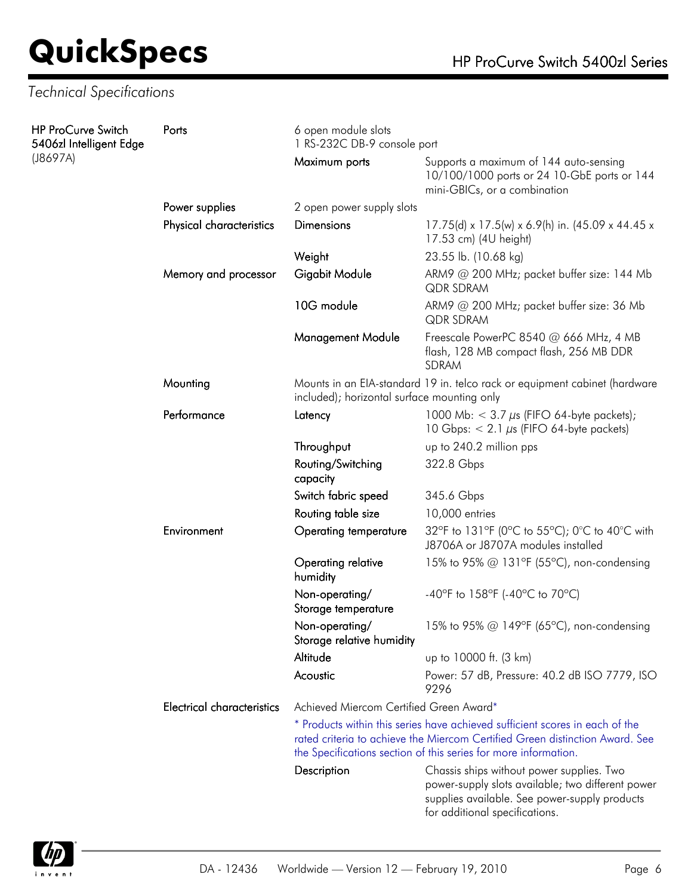## Technical Specifications

| | | | |
|---|---|---|---|
| HP ProCurve Switch 5406zl Intelligent Edge (J8697A) | Ports | 6 open module slots<br>1 RS-232C DB-9 console port | |
| | | Maximum ports | Supports a maximum of 144 auto-sensing 10/100/1000 ports or 24 10-GbE ports or 144 mini-GBICs, or a combination |
| | Power supplies | 2 open power supply slots | |
| | Physical characteristics | Dimensions | 17.75(d) x 17.5(w) x 6.9(h) in. (45.09 x 44.45 x 17.53 cm) (4U height) |
| | | Weight | 23.55 lb. (10.68 kg) |
| | Memory and processor | Gigabit Module | ARM9 @ 200 MHz; packet buffer size: 144 Mb QDR SDRAM |
| | | 10G module | ARM9 @ 200 MHz; packet buffer size: 36 Mb QDR SDRAM |
| | | Management Module | Freescale PowerPC 8540 @ 666 MHz, 4 MB flash, 128 MB compact flash, 256 MB DDR SDRAM |
| | Mounting | Mounts in an EIA-standard 19 in. telco rack or equipment cabinet (hardware included); horizontal surface mounting only | |
| | Performance | Latency | 1000 Mb: < 3.7 µs (FIFO 64-byte packets);<br>10 Gbps: < 2.1 µs (FIFO 64-byte packets) |
| | | Throughput | up to 240.2 million pps |
| | | Routing/Switching capacity | 322.8 Gbps |
| | | Switch fabric speed | 345.6 Gbps |
| | | Routing table size | 10,000 entries |
| | Environment | Operating temperature | 32°F to 131°F (0°C to 55°C); 0°C to 40°C with J8706A or J8707A modules installed |
| | | Operating relative humidity | 15% to 95% @ 131°F (55°C), non-condensing |
| | | Non-operating/ Storage temperature | -40°F to 158°F (-40°C to 70°C) |
| | | Non-operating/ Storage relative humidity | 15% to 95% @ 149°F (65°C), non-condensing |
| | | Altitude | up to 10000 ft. (3 km) |
| | | Acoustic | Power: 57 dB, Pressure: 40.2 dB ISO 7779, ISO 9296 |
| | Electrical characteristics | Achieved Miercom Certified Green Award*<br>* Products within this series have achieved sufficient scores in each of the rated criteria to achieve the Miercom Certified Green distinction Award. See the Specifications section of this series for more information. | |
| | | Description | Chassis ships without power supplies. Two power-supply slots available; two different power supplies available. See power-supply products for additional specifications. |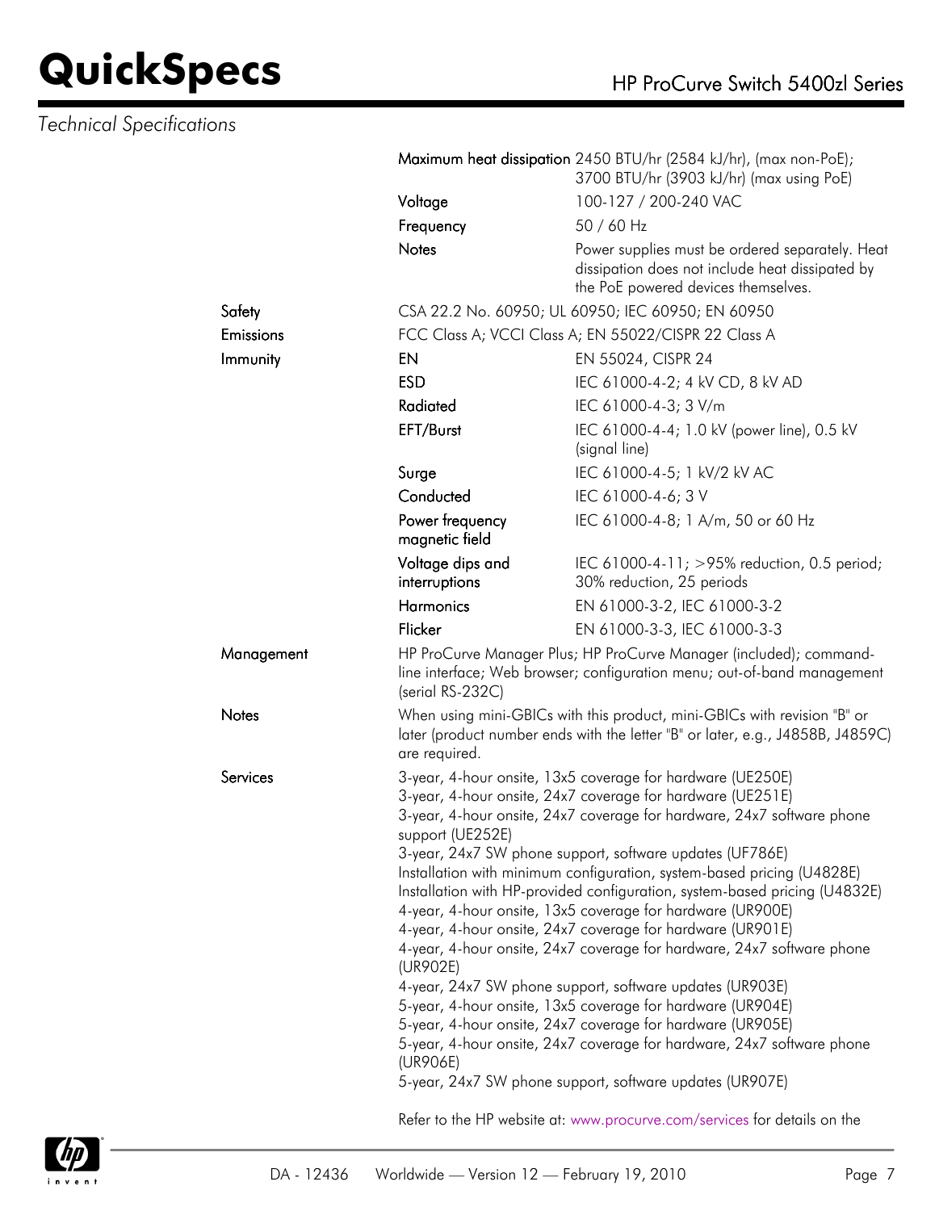*Technical Specifications*

| | | |
|---|---|---|
| | Maximum heat dissipation | 2450 BTU/hr (2584 kJ/hr), (max non-PoE); 3700 BTU/hr (3903 kJ/hr) (max using PoE) |
| | Voltage | 100-127 / 200-240 VAC |
| | Frequency | 50 / 60 Hz |
| | Notes | Power supplies must be ordered separately. Heat dissipation does not include heat dissipated by the PoE powered devices themselves. |
| Safety | CSA 22.2 No. 60950; UL 60950; IEC 60950; EN 60950 | |
| Emissions | FCC Class A; VCCI Class A; EN 55022/CISPR 22 Class A | |
| Immunity | EN | EN 55024, CISPR 24 |
| | ESD | IEC 61000-4-2; 4 kV CD, 8 kV AD |
| | Radiated | IEC 61000-4-3; 3 V/m |
| | EFT/Burst | IEC 61000-4-4; 1.0 kV (power line), 0.5 kV (signal line) |
| | Surge | IEC 61000-4-5; 1 kV/2 kV AC |
| | Conducted | IEC 61000-4-6; 3 V |
| | Power frequency magnetic field | IEC 61000-4-8; 1 A/m, 50 or 60 Hz |
| | Voltage dips and interruptions | IEC 61000-4-11; >95% reduction, 0.5 period; 30% reduction, 25 periods |
| | Harmonics | EN 61000-3-2, IEC 61000-3-2 |
| | Flicker | EN 61000-3-3, IEC 61000-3-3 |
| Management | HP ProCurve Manager Plus; HP ProCurve Manager (included); command-line interface; Web browser; configuration menu; out-of-band management (serial RS-232C) | |
| Notes | When using mini-GBICs with this product, mini-GBICs with revision "B" or later (product number ends with the letter "B" or later, e.g., J4858B, J4859C) are required. | |
| Services | 3-year, 4-hour onsite, 13x5 coverage for hardware (UE250E)<br>3-year, 4-hour onsite, 24x7 coverage for hardware (UE251E)<br>3-year, 4-hour onsite, 24x7 coverage for hardware, 24x7 software phone support (UE252E)<br>3-year, 24x7 SW phone support, software updates (UF786E)<br>Installation with minimum configuration, system-based pricing (U4828E)<br>Installation with HP-provided configuration, system-based pricing (U4832E)<br>4-year, 4-hour onsite, 13x5 coverage for hardware (UR900E)<br>4-year, 4-hour onsite, 24x7 coverage for hardware (UR901E)<br>4-year, 4-hour onsite, 24x7 coverage for hardware, 24x7 software phone (UR902E)<br>4-year, 24x7 SW phone support, software updates (UR903E)<br>5-year, 4-hour onsite, 13x5 coverage for hardware (UR904E)<br>5-year, 4-hour onsite, 24x7 coverage for hardware (UR905E)<br>5-year, 4-hour onsite, 24x7 coverage for hardware, 24x7 software phone (UR906E)<br>5-year, 24x7 SW phone support, software updates (UR907E)<br><br>Refer to the HP website at: www.procurve.com/services for details on the | |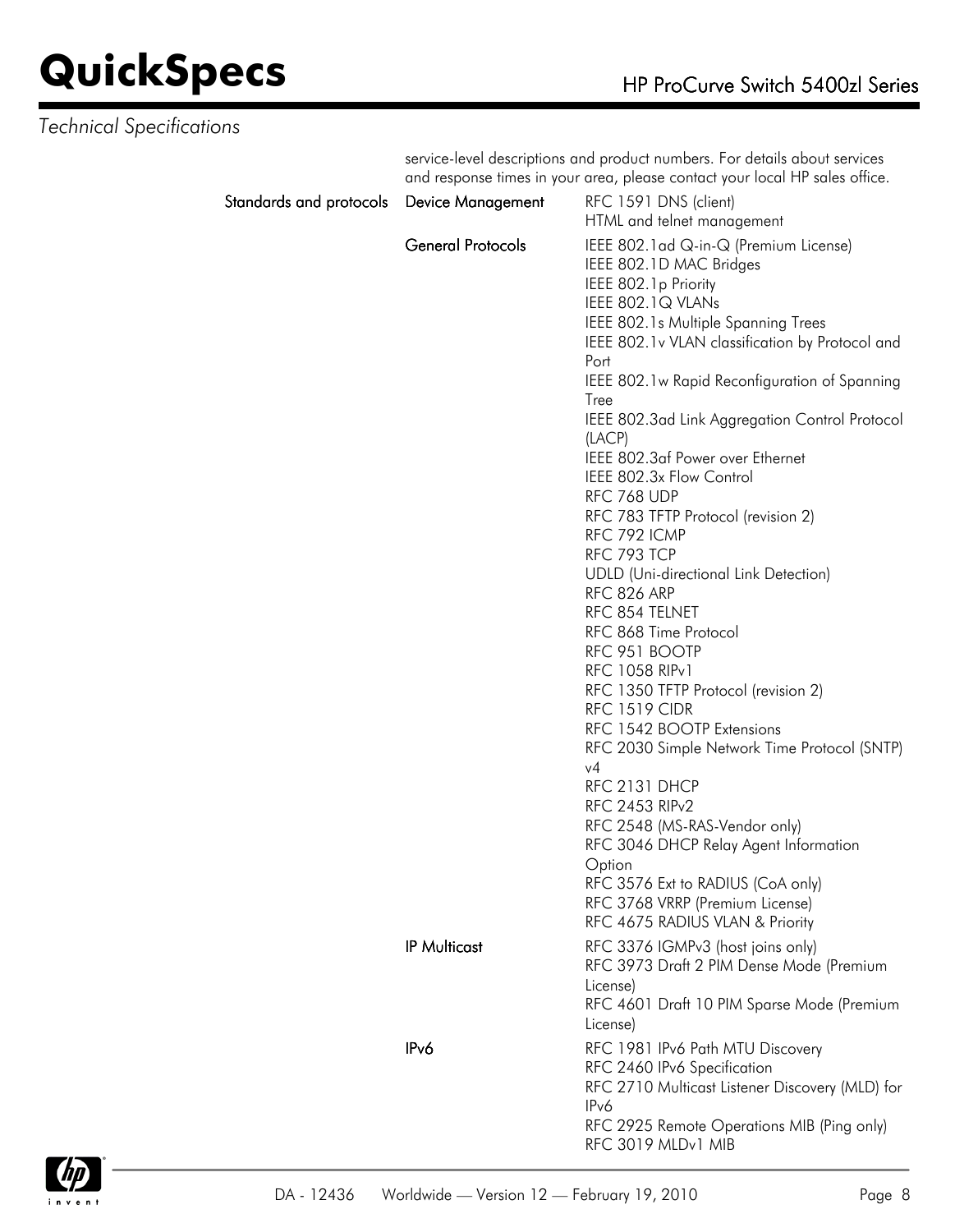*Technical Specifications*

service-level descriptions and product numbers. For details about services and response times in your area, please contact your local HP sales office.

**Standards and protocols**

**Device Management**

RFC 1591 DNS (client)
HTML and telnet management

**General Protocols**

IEEE 802.1ad Q-in-Q (Premium License)
IEEE 802.1D MAC Bridges
IEEE 802.1p Priority
IEEE 802.1Q VLANs
IEEE 802.1s Multiple Spanning Trees
IEEE 802.1v VLAN classification by Protocol and Port
IEEE 802.1w Rapid Reconfiguration of Spanning Tree
IEEE 802.3ad Link Aggregation Control Protocol (LACP)
IEEE 802.3af Power over Ethernet
IEEE 802.3x Flow Control
RFC 768 UDP
RFC 783 TFTP Protocol (revision 2)
RFC 792 ICMP
RFC 793 TCP
UDLD (Uni-directional Link Detection)
RFC 826 ARP
RFC 854 TELNET
RFC 868 Time Protocol
RFC 951 BOOTP
RFC 1058 RIPv1
RFC 1350 TFTP Protocol (revision 2)
RFC 1519 CIDR
RFC 1542 BOOTP Extensions
RFC 2030 Simple Network Time Protocol (SNTP) v4
RFC 2131 DHCP
RFC 2453 RIPv2
RFC 2548 (MS-RAS-Vendor only)
RFC 3046 DHCP Relay Agent Information Option
RFC 3576 Ext to RADIUS (CoA only)
RFC 3768 VRRP (Premium License)
RFC 4675 RADIUS VLAN & Priority

**IP Multicast**

RFC 3376 IGMPv3 (host joins only)
RFC 3973 Draft 2 PIM Dense Mode (Premium License)
RFC 4601 Draft 10 PIM Sparse Mode (Premium License)

**IPv6**

RFC 1981 IPv6 Path MTU Discovery
RFC 2460 IPv6 Specification
RFC 2710 Multicast Listener Discovery (MLD) for IPv6
RFC 2925 Remote Operations MIB (Ping only)
RFC 3019 MLDv1 MIB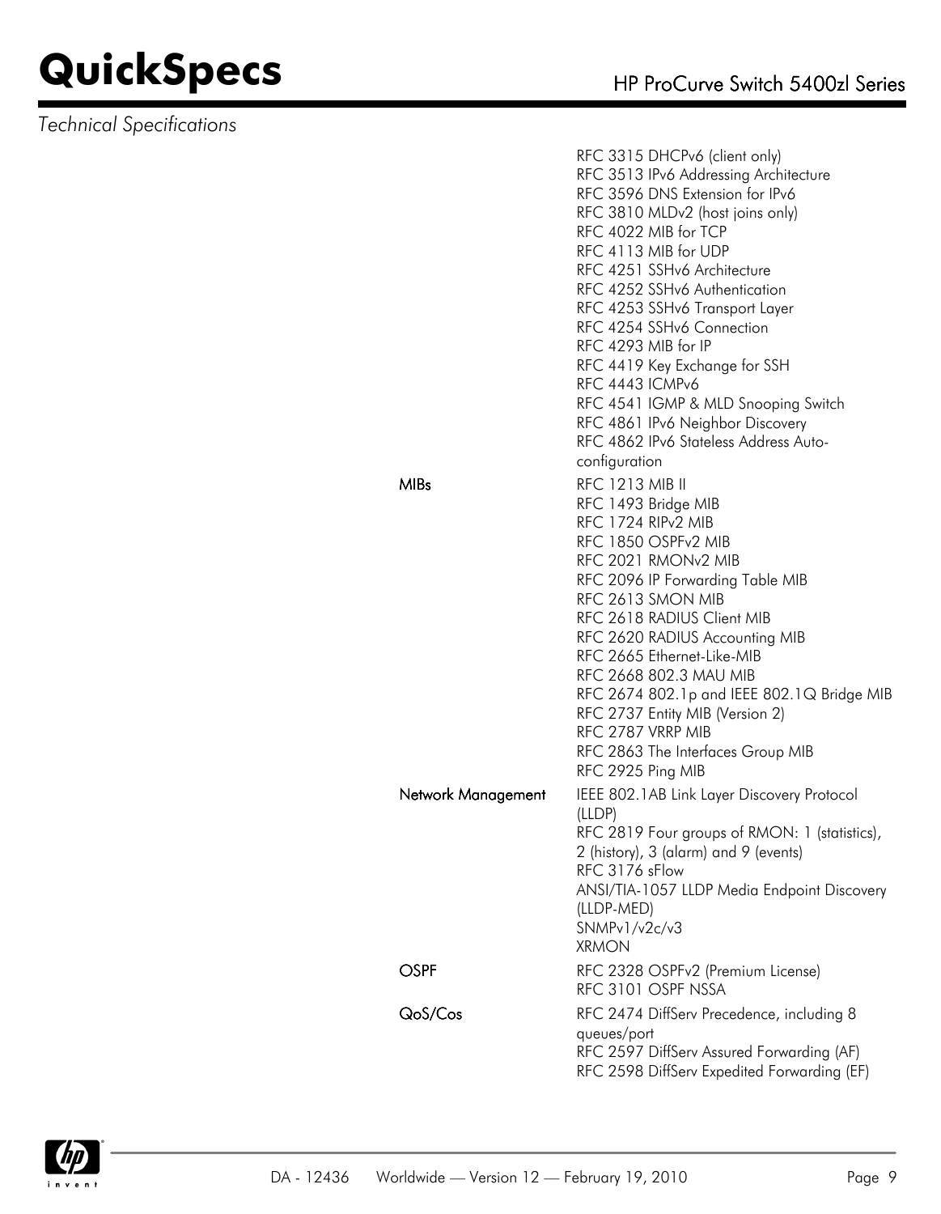*Technical Specifications*

| | |
|---|---|
| | RFC 3315 DHCPv6 (client only)<br>RFC 3513 IPv6 Addressing Architecture<br>RFC 3596 DNS Extension for IPv6<br>RFC 3810 MLDv2 (host joins only)<br>RFC 4022 MIB for TCP<br>RFC 4113 MIB for UDP<br>RFC 4251 SSHv6 Architecture<br>RFC 4252 SSHv6 Authentication<br>RFC 4253 SSHv6 Transport Layer<br>RFC 4254 SSHv6 Connection<br>RFC 4293 MIB for IP<br>RFC 4419 Key Exchange for SSH<br>RFC 4443 ICMPv6<br>RFC 4541 IGMP & MLD Snooping Switch<br>RFC 4861 IPv6 Neighbor Discovery<br>RFC 4862 IPv6 Stateless Address Auto-configuration |
| **MIBs** | RFC 1213 MIB II<br>RFC 1493 Bridge MIB<br>RFC 1724 RIPv2 MIB<br>RFC 1850 OSPFv2 MIB<br>RFC 2021 RMONv2 MIB<br>RFC 2096 IP Forwarding Table MIB<br>RFC 2613 SMON MIB<br>RFC 2618 RADIUS Client MIB<br>RFC 2620 RADIUS Accounting MIB<br>RFC 2665 Ethernet-Like-MIB<br>RFC 2668 802.3 MAU MIB<br>RFC 2674 802.1p and IEEE 802.1Q Bridge MIB<br>RFC 2737 Entity MIB (Version 2)<br>RFC 2787 VRRP MIB<br>RFC 2863 The Interfaces Group MIB<br>RFC 2925 Ping MIB |
| **Network Management** | IEEE 802.1AB Link Layer Discovery Protocol (LLDP)<br>RFC 2819 Four groups of RMON: 1 (statistics), 2 (history), 3 (alarm) and 9 (events)<br>RFC 3176 sFlow<br>ANSI/TIA-1057 LLDP Media Endpoint Discovery (LLDP-MED)<br>SNMPv1/v2c/v3<br>XRMON |
| **OSPF** | RFC 2328 OSPFv2 (Premium License)<br>RFC 3101 OSPF NSSA |
| **QoS/Cos** | RFC 2474 DiffServ Precedence, including 8 queues/port<br>RFC 2597 DiffServ Assured Forwarding (AF)<br>RFC 2598 DiffServ Expedited Forwarding (EF) |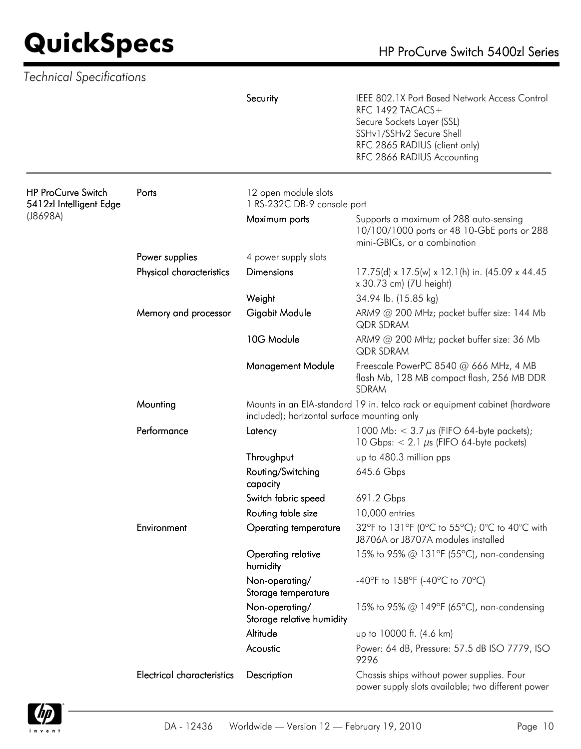*Technical Specifications*

| | | | |
|---|---|---|---|
| | | Security | IEEE 802.1X Port Based Network Access Control<br>RFC 1492 TACACS+<br>Secure Sockets Layer (SSL)<br>SSHv1/SSHv2 Secure Shell<br>RFC 2865 RADIUS (client only)<br>RFC 2866 RADIUS Accounting |
| HP ProCurve Switch 5412zl Intelligent Edge (J8698A) | Ports | 12 open module slots<br>1 RS-232C DB-9 console port | |
| | | Maximum ports | Supports a maximum of 288 auto-sensing 10/100/1000 ports or 48 10-GbE ports or 288 mini-GBICs, or a combination |
| | Power supplies | 4 power supply slots | |
| | Physical characteristics | Dimensions | 17.75(d) x 17.5(w) x 12.1(h) in. (45.09 x 44.45 x 30.73 cm) (7U height) |
| | | Weight | 34.94 lb. (15.85 kg) |
| | Memory and processor | Gigabit Module | ARM9 @ 200 MHz; packet buffer size: 144 Mb QDR SDRAM |
| | | 10G Module | ARM9 @ 200 MHz; packet buffer size: 36 Mb QDR SDRAM |
| | | Management Module | Freescale PowerPC 8540 @ 666 MHz, 4 MB flash Mb, 128 MB compact flash, 256 MB DDR SDRAM |
| | Mounting | Mounts in an EIA-standard 19 in. telco rack or equipment cabinet (hardware included); horizontal surface mounting only | |
| | Performance | Latency | 1000 Mb: < 3.7 µs (FIFO 64-byte packets);<br>10 Gbps: < 2.1 µs (FIFO 64-byte packets) |
| | | Throughput | up to 480.3 million pps |
| | | Routing/Switching capacity | 645.6 Gbps |
| | | Switch fabric speed | 691.2 Gbps |
| | | Routing table size | 10,000 entries |
| | Environment | Operating temperature | 32°F to 131°F (0°C to 55°C); 0°C to 40°C with J8706A or J8707A modules installed |
| | | Operating relative humidity | 15% to 95% @ 131°F (55°C), non-condensing |
| | | Non-operating/ Storage temperature | -40°F to 158°F (-40°C to 70°C) |
| | | Non-operating/ Storage relative humidity | 15% to 95% @ 149°F (65°C), non-condensing |
| | | Altitude | up to 10000 ft. (4.6 km) |
| | | Acoustic | Power: 64 dB, Pressure: 57.5 dB ISO 7779, ISO 9296 |
| | Electrical characteristics | Description | Chassis ships without power supplies. Four power supply slots available; two different power |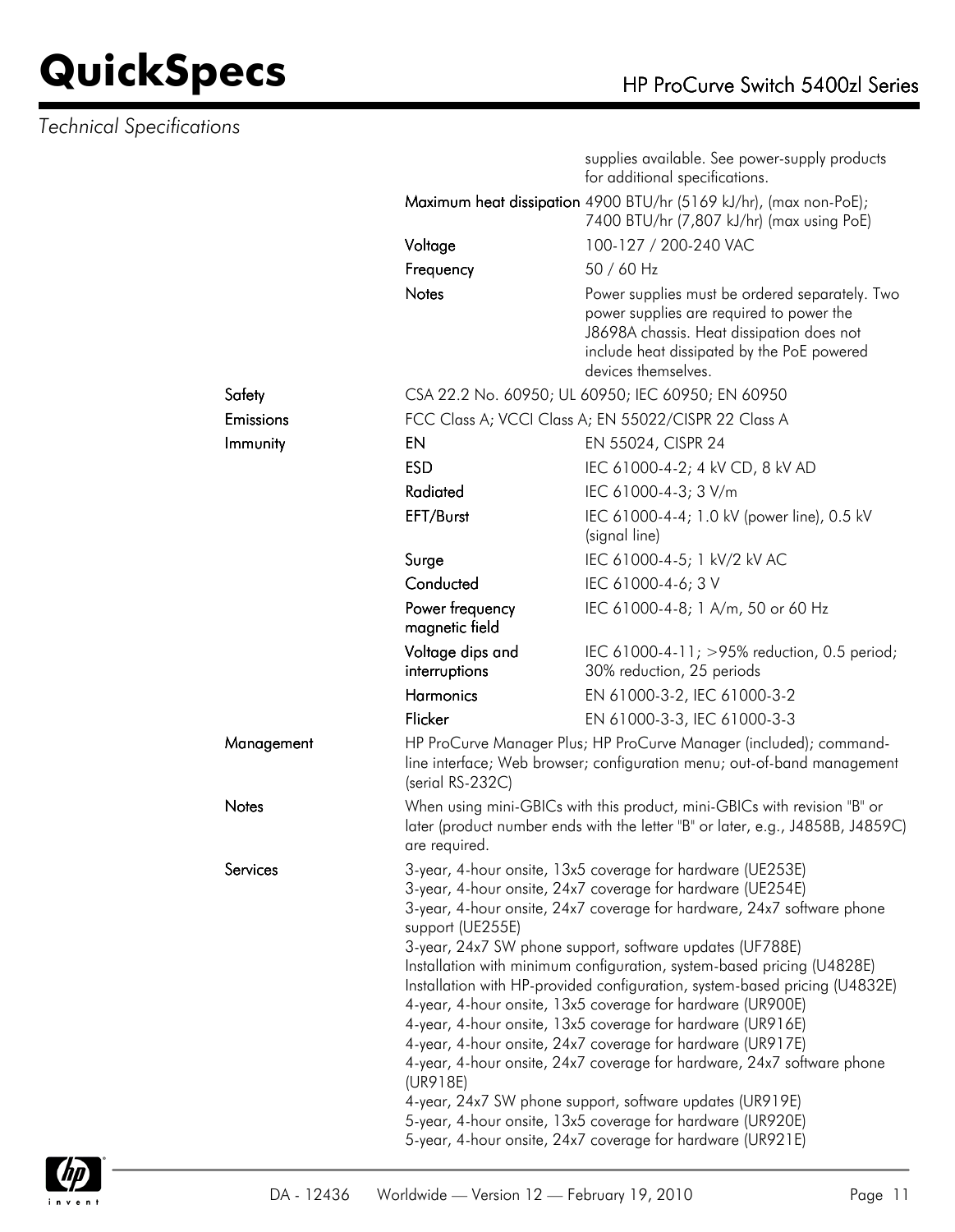*Technical Specifications*

| | | |
|---|---|---|
| | | supplies available. See power-supply products for additional specifications. |
| | **Maximum heat dissipation** | 4900 BTU/hr (5169 kJ/hr), (max non-PoE); 7400 BTU/hr (7,807 kJ/hr) (max using PoE) |
| | **Voltage** | 100-127 / 200-240 VAC |
| | **Frequency** | 50 / 60 Hz |
| | **Notes** | Power supplies must be ordered separately. Two power supplies are required to power the J8698A chassis. Heat dissipation does not include heat dissipated by the PoE powered devices themselves. |
| **Safety** | CSA 22.2 No. 60950; UL 60950; IEC 60950; EN 60950 | |
| **Emissions** | FCC Class A; VCCI Class A; EN 55022/CISPR 22 Class A | |
| **Immunity** | **EN** | EN 55024, CISPR 24 |
| | **ESD** | IEC 61000-4-2; 4 kV CD, 8 kV AD |
| | **Radiated** | IEC 61000-4-3; 3 V/m |
| | **EFT/Burst** | IEC 61000-4-4; 1.0 kV (power line), 0.5 kV (signal line) |
| | **Surge** | IEC 61000-4-5; 1 kV/2 kV AC |
| | **Conducted** | IEC 61000-4-6; 3 V |
| | **Power frequency magnetic field** | IEC 61000-4-8; 1 A/m, 50 or 60 Hz |
| | **Voltage dips and interruptions** | IEC 61000-4-11; >95% reduction, 0.5 period; 30% reduction, 25 periods |
| | **Harmonics** | EN 61000-3-2, IEC 61000-3-2 |
| | **Flicker** | EN 61000-3-3, IEC 61000-3-3 |
| **Management** | HP ProCurve Manager Plus; HP ProCurve Manager (included); command-line interface; Web browser; configuration menu; out-of-band management (serial RS-232C) | |
| **Notes** | When using mini-GBICs with this product, mini-GBICs with revision "B" or later (product number ends with the letter "B" or later, e.g., J4858B, J4859C) are required. | |
| **Services** | 3-year, 4-hour onsite, 13x5 coverage for hardware (UE253E)<br>3-year, 4-hour onsite, 24x7 coverage for hardware (UE254E)<br>3-year, 4-hour onsite, 24x7 coverage for hardware, 24x7 software phone support (UE255E)<br>3-year, 24x7 SW phone support, software updates (UF788E)<br>Installation with minimum configuration, system-based pricing (U4828E)<br>Installation with HP-provided configuration, system-based pricing (U4832E)<br>4-year, 4-hour onsite, 13x5 coverage for hardware (UR900E)<br>4-year, 4-hour onsite, 13x5 coverage for hardware (UR916E)<br>4-year, 4-hour onsite, 24x7 coverage for hardware (UR917E)<br>4-year, 4-hour onsite, 24x7 coverage for hardware, 24x7 software phone (UR918E)<br>4-year, 24x7 SW phone support, software updates (UR919E)<br>5-year, 4-hour onsite, 13x5 coverage for hardware (UR920E)<br>5-year, 4-hour onsite, 24x7 coverage for hardware (UR921E) | |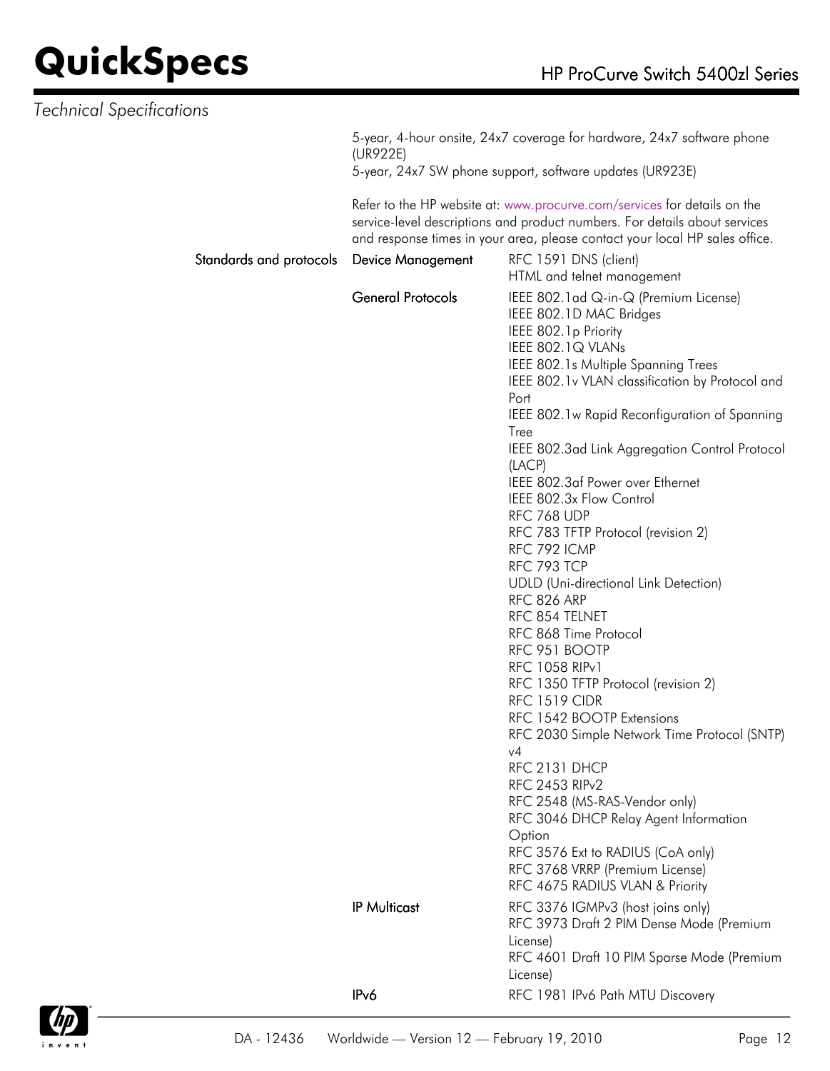*Technical Specifications*

5-year, 4-hour onsite, 24x7 coverage for hardware, 24x7 software phone (UR922E)
5-year, 24x7 SW phone support, software updates (UR923E)

Refer to the HP website at: www.procurve.com/services for details on the service-level descriptions and product numbers. For details about services and response times in your area, please contact your local HP sales office.

**Standards and protocols**

| | | |
|---|---|---|
| **Standards and protocols** | **Device Management** | RFC 1591 DNS (client)<br>HTML and telnet management |
| | **General Protocols** | IEEE 802.1ad Q-in-Q (Premium License)<br>IEEE 802.1D MAC Bridges<br>IEEE 802.1p Priority<br>IEEE 802.1Q VLANs<br>IEEE 802.1s Multiple Spanning Trees<br>IEEE 802.1v VLAN classification by Protocol and Port<br>IEEE 802.1w Rapid Reconfiguration of Spanning Tree<br>IEEE 802.3ad Link Aggregation Control Protocol (LACP)<br>IEEE 802.3af Power over Ethernet<br>IEEE 802.3x Flow Control<br>RFC 768 UDP<br>RFC 783 TFTP Protocol (revision 2)<br>RFC 792 ICMP<br>RFC 793 TCP<br>UDLD (Uni-directional Link Detection)<br>RFC 826 ARP<br>RFC 854 TELNET<br>RFC 868 Time Protocol<br>RFC 951 BOOTP<br>RFC 1058 RIPv1<br>RFC 1350 TFTP Protocol (revision 2)<br>RFC 1519 CIDR<br>RFC 1542 BOOTP Extensions<br>RFC 2030 Simple Network Time Protocol (SNTP) v4<br>RFC 2131 DHCP<br>RFC 2453 RIPv2<br>RFC 2548 (MS-RAS-Vendor only)<br>RFC 3046 DHCP Relay Agent Information Option<br>RFC 3576 Ext to RADIUS (CoA only)<br>RFC 3768 VRRP (Premium License)<br>RFC 4675 RADIUS VLAN & Priority |
| | **IP Multicast** | RFC 3376 IGMPv3 (host joins only)<br>RFC 3973 Draft 2 PIM Dense Mode (Premium License)<br>RFC 4601 Draft 10 PIM Sparse Mode (Premium License) |
| | **IPv6** | RFC 1981 IPv6 Path MTU Discovery |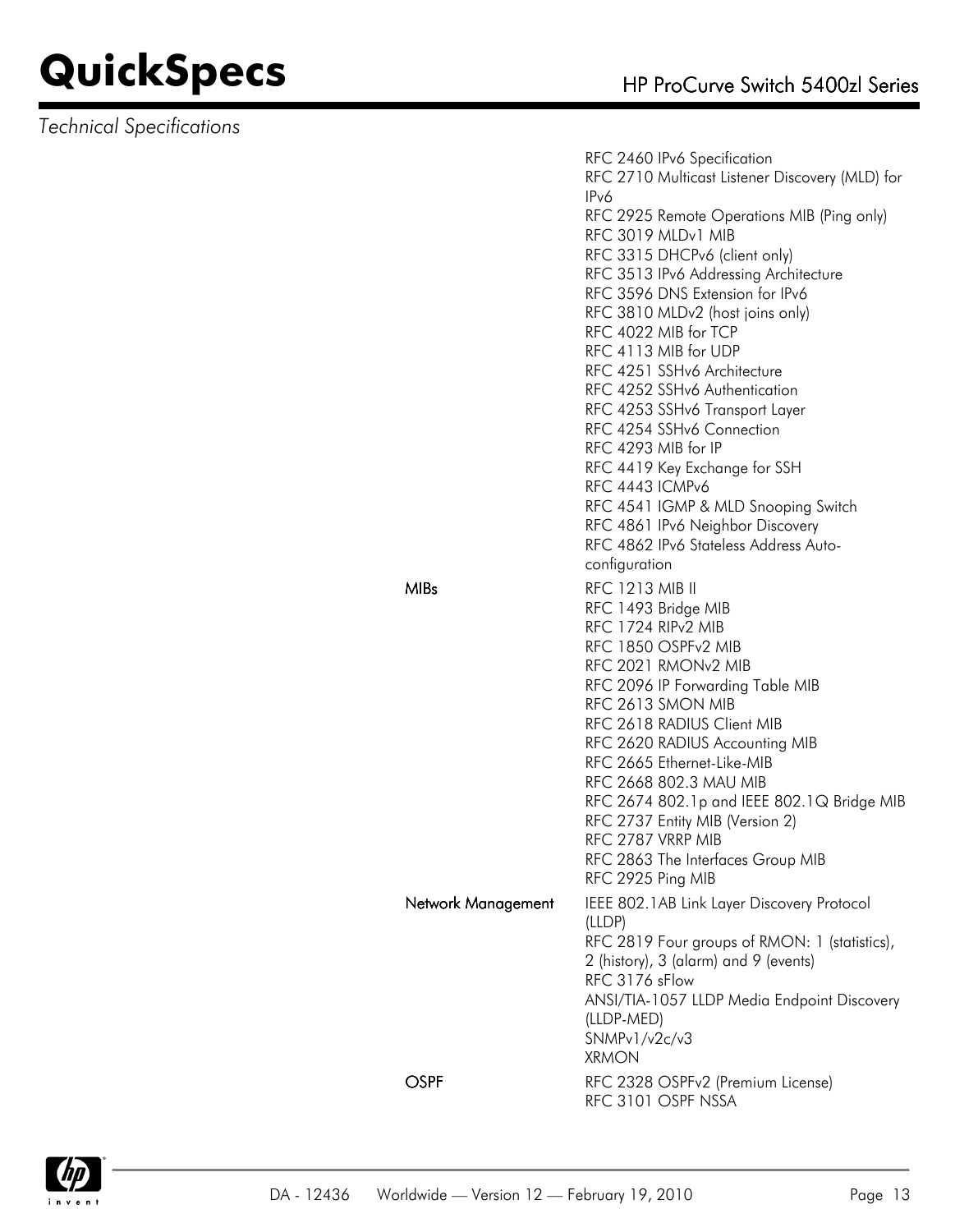*Technical Specifications*

| | |
|---|---|
| | RFC 2460 IPv6 Specification<br>RFC 2710 Multicast Listener Discovery (MLD) for IPv6<br>RFC 2925 Remote Operations MIB (Ping only)<br>RFC 3019 MLDv1 MIB<br>RFC 3315 DHCPv6 (client only)<br>RFC 3513 IPv6 Addressing Architecture<br>RFC 3596 DNS Extension for IPv6<br>RFC 3810 MLDv2 (host joins only)<br>RFC 4022 MIB for TCP<br>RFC 4113 MIB for UDP<br>RFC 4251 SSHv6 Architecture<br>RFC 4252 SSHv6 Authentication<br>RFC 4253 SSHv6 Transport Layer<br>RFC 4254 SSHv6 Connection<br>RFC 4293 MIB for IP<br>RFC 4419 Key Exchange for SSH<br>RFC 4443 ICMPv6<br>RFC 4541 IGMP & MLD Snooping Switch<br>RFC 4861 IPv6 Neighbor Discovery<br>RFC 4862 IPv6 Stateless Address Auto-configuration |
| **MIBs** | RFC 1213 MIB II<br>RFC 1493 Bridge MIB<br>RFC 1724 RIPv2 MIB<br>RFC 1850 OSPFv2 MIB<br>RFC 2021 RMONv2 MIB<br>RFC 2096 IP Forwarding Table MIB<br>RFC 2613 SMON MIB<br>RFC 2618 RADIUS Client MIB<br>RFC 2620 RADIUS Accounting MIB<br>RFC 2665 Ethernet-Like-MIB<br>RFC 2668 802.3 MAU MIB<br>RFC 2674 802.1p and IEEE 802.1Q Bridge MIB<br>RFC 2737 Entity MIB (Version 2)<br>RFC 2787 VRRP MIB<br>RFC 2863 The Interfaces Group MIB<br>RFC 2925 Ping MIB |
| **Network Management** | IEEE 802.1AB Link Layer Discovery Protocol (LLDP)<br>RFC 2819 Four groups of RMON: 1 (statistics), 2 (history), 3 (alarm) and 9 (events)<br>RFC 3176 sFlow<br>ANSI/TIA-1057 LLDP Media Endpoint Discovery (LLDP-MED)<br>SNMPv1/v2c/v3<br>XRMON |
| **OSPF** | RFC 2328 OSPFv2 (Premium License)<br>RFC 3101 OSPF NSSA |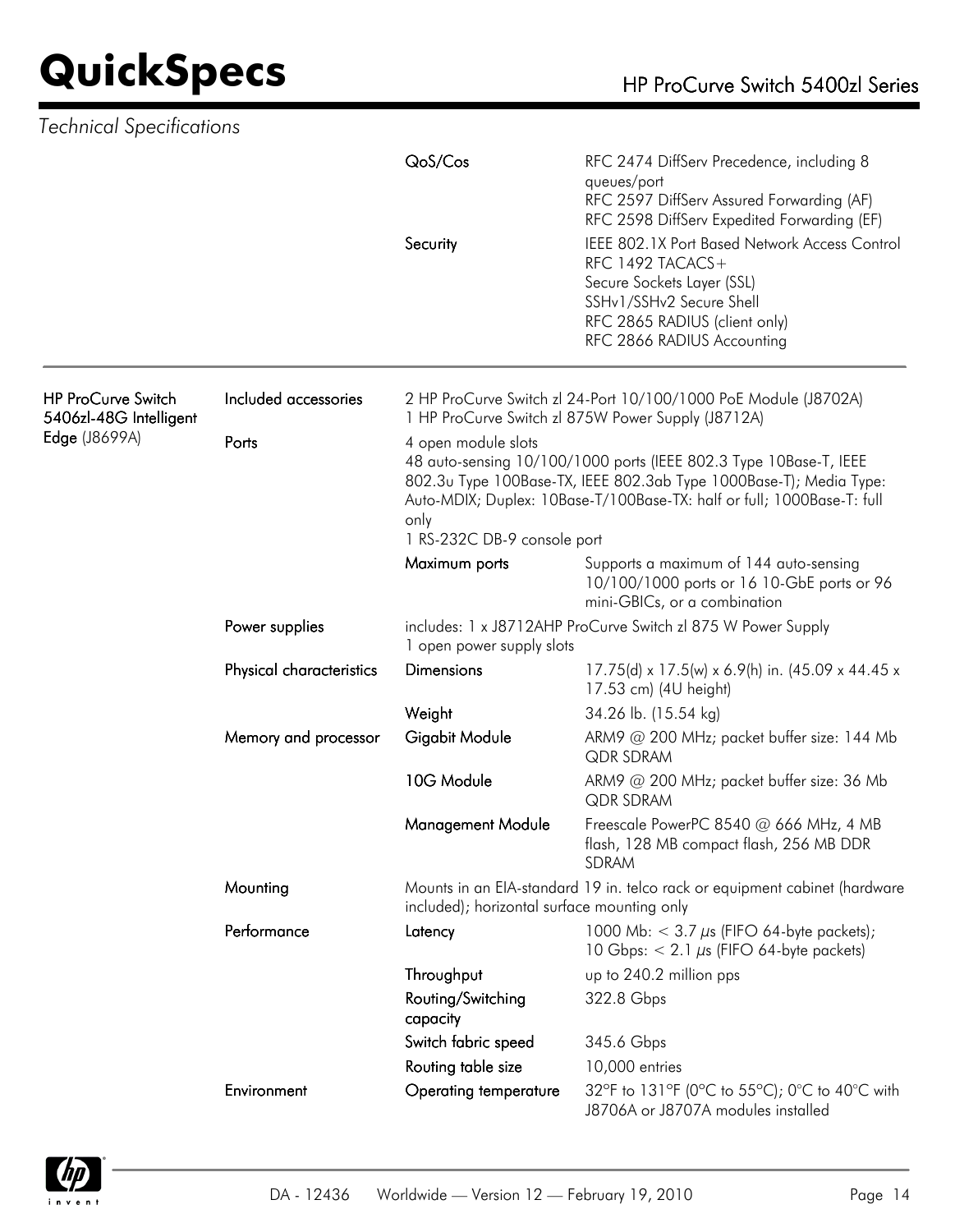*Technical Specifications*

| | | | |
|---|---|---|---|
| | | **QoS/Cos** | RFC 2474 DiffServ Precedence, including 8 queues/port<br>RFC 2597 DiffServ Assured Forwarding (AF)<br>RFC 2598 DiffServ Expedited Forwarding (EF) |
| | | **Security** | IEEE 802.1X Port Based Network Access Control<br>RFC 1492 TACACS+<br>Secure Sockets Layer (SSL)<br>SSHv1/SSHv2 Secure Shell<br>RFC 2865 RADIUS (client only)<br>RFC 2866 RADIUS Accounting |

| | | | |
|---|---|---|---|
| **HP ProCurve Switch 5406zl-48G Intelligent Edge** (J8699A) | **Included accessories** | 2 HP ProCurve Switch zl 24-Port 10/100/1000 PoE Module (J8702A)<br>1 HP ProCurve Switch zl 875W Power Supply (J8712A) | |
| | **Ports** | 4 open module slots<br>48 auto-sensing 10/100/1000 ports (IEEE 802.3 Type 10Base-T, IEEE 802.3u Type 100Base-TX, IEEE 802.3ab Type 1000Base-T); Media Type: Auto-MDIX; Duplex: 10Base-T/100Base-TX: half or full; 1000Base-T: full only<br>1 RS-232C DB-9 console port | |
| | | **Maximum ports** | Supports a maximum of 144 auto-sensing 10/100/1000 ports or 16 10-GbE ports or 96 mini-GBICs, or a combination |
| | **Power supplies** | includes: 1 x J8712AHP ProCurve Switch zl 875 W Power Supply<br>1 open power supply slots | |
| | **Physical characteristics** | **Dimensions** | 17.75(d) x 17.5(w) x 6.9(h) in. (45.09 x 44.45 x 17.53 cm) (4U height) |
| | | **Weight** | 34.26 lb. (15.54 kg) |
| | **Memory and processor** | **Gigabit Module** | ARM9 @ 200 MHz; packet buffer size: 144 Mb QDR SDRAM |
| | | **10G Module** | ARM9 @ 200 MHz; packet buffer size: 36 Mb QDR SDRAM |
| | | **Management Module** | Freescale PowerPC 8540 @ 666 MHz, 4 MB flash, 128 MB compact flash, 256 MB DDR SDRAM |
| | **Mounting** | Mounts in an EIA-standard 19 in. telco rack or equipment cabinet (hardware included); horizontal surface mounting only | |
| | **Performance** | **Latency** | 1000 Mb: < 3.7 µs (FIFO 64-byte packets);<br>10 Gbps: < 2.1 µs (FIFO 64-byte packets) |
| | | **Throughput** | up to 240.2 million pps |
| | | **Routing/Switching capacity** | 322.8 Gbps |
| | | **Switch fabric speed** | 345.6 Gbps |
| | | **Routing table size** | 10,000 entries |
| | **Environment** | **Operating temperature** | 32°F to 131°F (0°C to 55°C); 0°C to 40°C with J8706A or J8707A modules installed |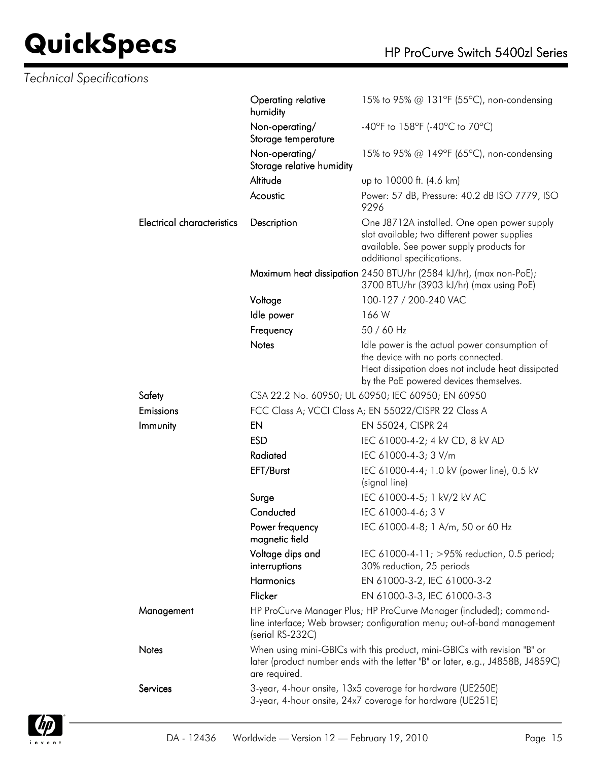*Technical Specifications*

| | | |
|---|---|---|
| | Operating relative humidity | 15% to 95% @ 131°F (55°C), non-condensing |
| | Non-operating/ Storage temperature | -40°F to 158°F (-40°C to 70°C) |
| | Non-operating/ Storage relative humidity | 15% to 95% @ 149°F (65°C), non-condensing |
| | Altitude | up to 10000 ft. (4.6 km) |
| | Acoustic | Power: 57 dB, Pressure: 40.2 dB ISO 7779, ISO 9296 |
| Electrical characteristics | Description | One J8712A installed. One open power supply slot available; two different power supplies available. See power supply products for additional specifications. |
| | Maximum heat dissipation | 2450 BTU/hr (2584 kJ/hr), (max non-PoE); 3700 BTU/hr (3903 kJ/hr) (max using PoE) |
| | Voltage | 100-127 / 200-240 VAC |
| | Idle power | 166 W |
| | Frequency | 50 / 60 Hz |
| | Notes | Idle power is the actual power consumption of the device with no ports connected.<br>Heat dissipation does not include heat dissipated by the PoE powered devices themselves. |
| Safety | CSA 22.2 No. 60950; UL 60950; IEC 60950; EN 60950 | |
| Emissions | FCC Class A; VCCI Class A; EN 55022/CISPR 22 Class A | |
| Immunity | EN | EN 55024, CISPR 24 |
| | ESD | IEC 61000-4-2; 4 kV CD, 8 kV AD |
| | Radiated | IEC 61000-4-3; 3 V/m |
| | EFT/Burst | IEC 61000-4-4; 1.0 kV (power line), 0.5 kV (signal line) |
| | Surge | IEC 61000-4-5; 1 kV/2 kV AC |
| | Conducted | IEC 61000-4-6; 3 V |
| | Power frequency magnetic field | IEC 61000-4-8; 1 A/m, 50 or 60 Hz |
| | Voltage dips and interruptions | IEC 61000-4-11; >95% reduction, 0.5 period; 30% reduction, 25 periods |
| | Harmonics | EN 61000-3-2, IEC 61000-3-2 |
| | Flicker | EN 61000-3-3, IEC 61000-3-3 |
| Management | HP ProCurve Manager Plus; HP ProCurve Manager (included); command-line interface; Web browser; configuration menu; out-of-band management (serial RS-232C) | |
| Notes | When using mini-GBICs with this product, mini-GBICs with revision "B" or later (product number ends with the letter "B" or later, e.g., J4858B, J4859C) are required. | |
| Services | 3-year, 4-hour onsite, 13x5 coverage for hardware (UE250E)<br>3-year, 4-hour onsite, 24x7 coverage for hardware (UE251E) | |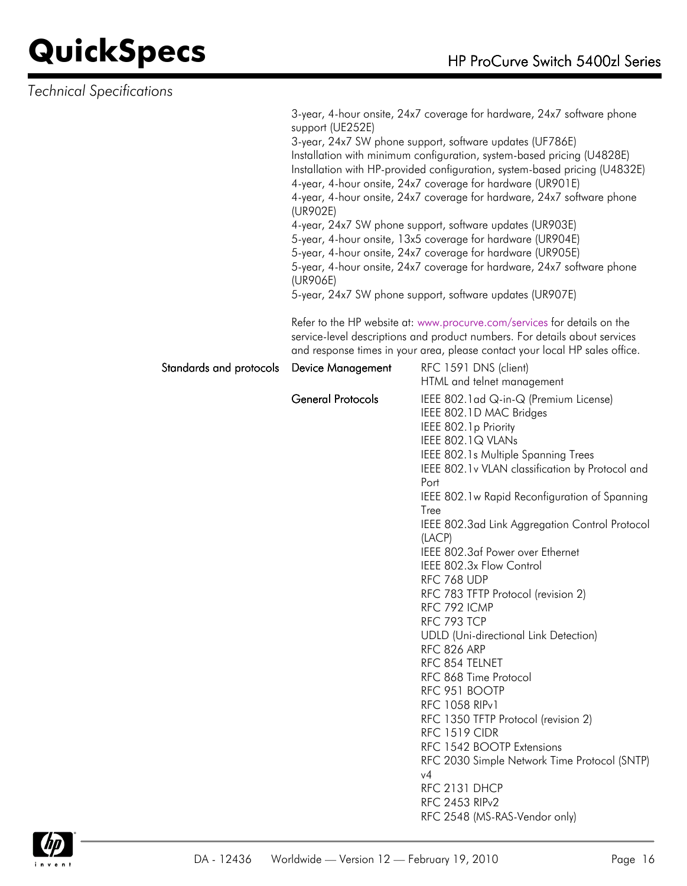*Technical Specifications*

3-year, 4-hour onsite, 24x7 coverage for hardware, 24x7 software phone support (UE252E)
3-year, 24x7 SW phone support, software updates (UF786E)
Installation with minimum configuration, system-based pricing (U4828E)
Installation with HP-provided configuration, system-based pricing (U4832E)
4-year, 4-hour onsite, 24x7 coverage for hardware (UR901E)
4-year, 4-hour onsite, 24x7 coverage for hardware, 24x7 software phone (UR902E)
4-year, 24x7 SW phone support, software updates (UR903E)
5-year, 4-hour onsite, 13x5 coverage for hardware (UR904E)
5-year, 4-hour onsite, 24x7 coverage for hardware (UR905E)
5-year, 4-hour onsite, 24x7 coverage for hardware, 24x7 software phone (UR906E)
5-year, 24x7 SW phone support, software updates (UR907E)

Refer to the HP website at: www.procurve.com/services for details on the service-level descriptions and product numbers. For details about services and response times in your area, please contact your local HP sales office.

| | | |
|---|---|---|
| Standards and protocols | Device Management | RFC 1591 DNS (client)<br>HTML and telnet management |
| | General Protocols | IEEE 802.1ad Q-in-Q (Premium License)<br>IEEE 802.1D MAC Bridges<br>IEEE 802.1p Priority<br>IEEE 802.1Q VLANs<br>IEEE 802.1s Multiple Spanning Trees<br>IEEE 802.1v VLAN classification by Protocol and Port<br>IEEE 802.1w Rapid Reconfiguration of Spanning Tree<br>IEEE 802.3ad Link Aggregation Control Protocol (LACP)<br>IEEE 802.3af Power over Ethernet<br>IEEE 802.3x Flow Control<br>RFC 768 UDP<br>RFC 783 TFTP Protocol (revision 2)<br>RFC 792 ICMP<br>RFC 793 TCP<br>UDLD (Uni-directional Link Detection)<br>RFC 826 ARP<br>RFC 854 TELNET<br>RFC 868 Time Protocol<br>RFC 951 BOOTP<br>RFC 1058 RIPv1<br>RFC 1350 TFTP Protocol (revision 2)<br>RFC 1519 CIDR<br>RFC 1542 BOOTP Extensions<br>RFC 2030 Simple Network Time Protocol (SNTP) v4<br>RFC 2131 DHCP<br>RFC 2453 RIPv2<br>RFC 2548 (MS-RAS-Vendor only) |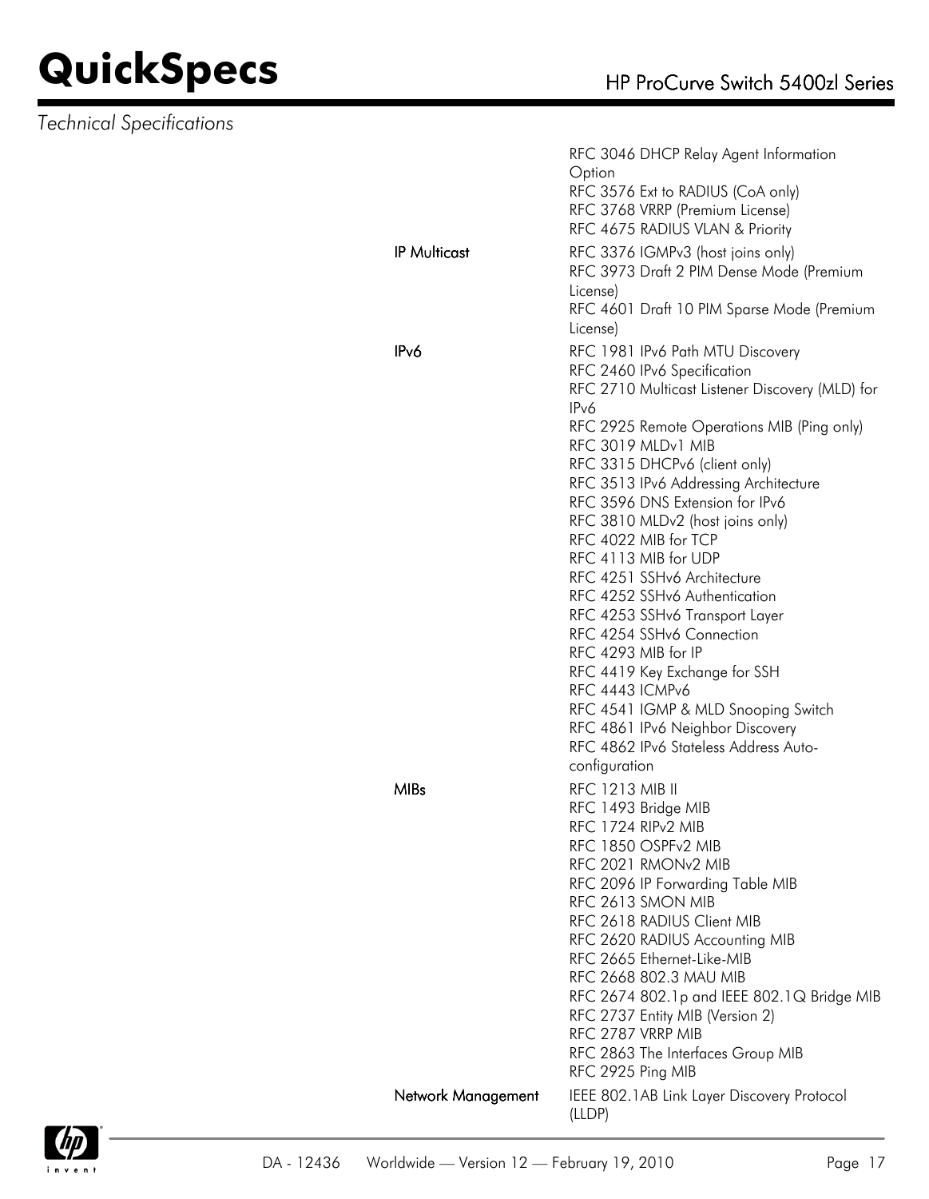*Technical Specifications*

RFC 3046 DHCP Relay Agent Information Option
RFC 3576 Ext to RADIUS (CoA only)
RFC 3768 VRRP (Premium License)
RFC 4675 RADIUS VLAN & Priority

**IP Multicast**

RFC 3376 IGMPv3 (host joins only)
RFC 3973 Draft 2 PIM Dense Mode (Premium License)
RFC 4601 Draft 10 PIM Sparse Mode (Premium License)

**IPv6**

RFC 1981 IPv6 Path MTU Discovery
RFC 2460 IPv6 Specification
RFC 2710 Multicast Listener Discovery (MLD) for IPv6
RFC 2925 Remote Operations MIB (Ping only)
RFC 3019 MLDv1 MIB
RFC 3315 DHCPv6 (client only)
RFC 3513 IPv6 Addressing Architecture
RFC 3596 DNS Extension for IPv6
RFC 3810 MLDv2 (host joins only)
RFC 4022 MIB for TCP
RFC 4113 MIB for UDP
RFC 4251 SSHv6 Architecture
RFC 4252 SSHv6 Authentication
RFC 4253 SSHv6 Transport Layer
RFC 4254 SSHv6 Connection
RFC 4293 MIB for IP
RFC 4419 Key Exchange for SSH
RFC 4443 ICMPv6
RFC 4541 IGMP & MLD Snooping Switch
RFC 4861 IPv6 Neighbor Discovery
RFC 4862 IPv6 Stateless Address Auto-configuration

**MIBs**

RFC 1213 MIB II
RFC 1493 Bridge MIB
RFC 1724 RIPv2 MIB
RFC 1850 OSPFv2 MIB
RFC 2021 RMONv2 MIB
RFC 2096 IP Forwarding Table MIB
RFC 2613 SMON MIB
RFC 2618 RADIUS Client MIB
RFC 2620 RADIUS Accounting MIB
RFC 2665 Ethernet-Like-MIB
RFC 2668 802.3 MAU MIB
RFC 2674 802.1p and IEEE 802.1Q Bridge MIB
RFC 2737 Entity MIB (Version 2)
RFC 2787 VRRP MIB
RFC 2863 The Interfaces Group MIB
RFC 2925 Ping MIB

**Network Management**

IEEE 802.1AB Link Layer Discovery Protocol (LLDP)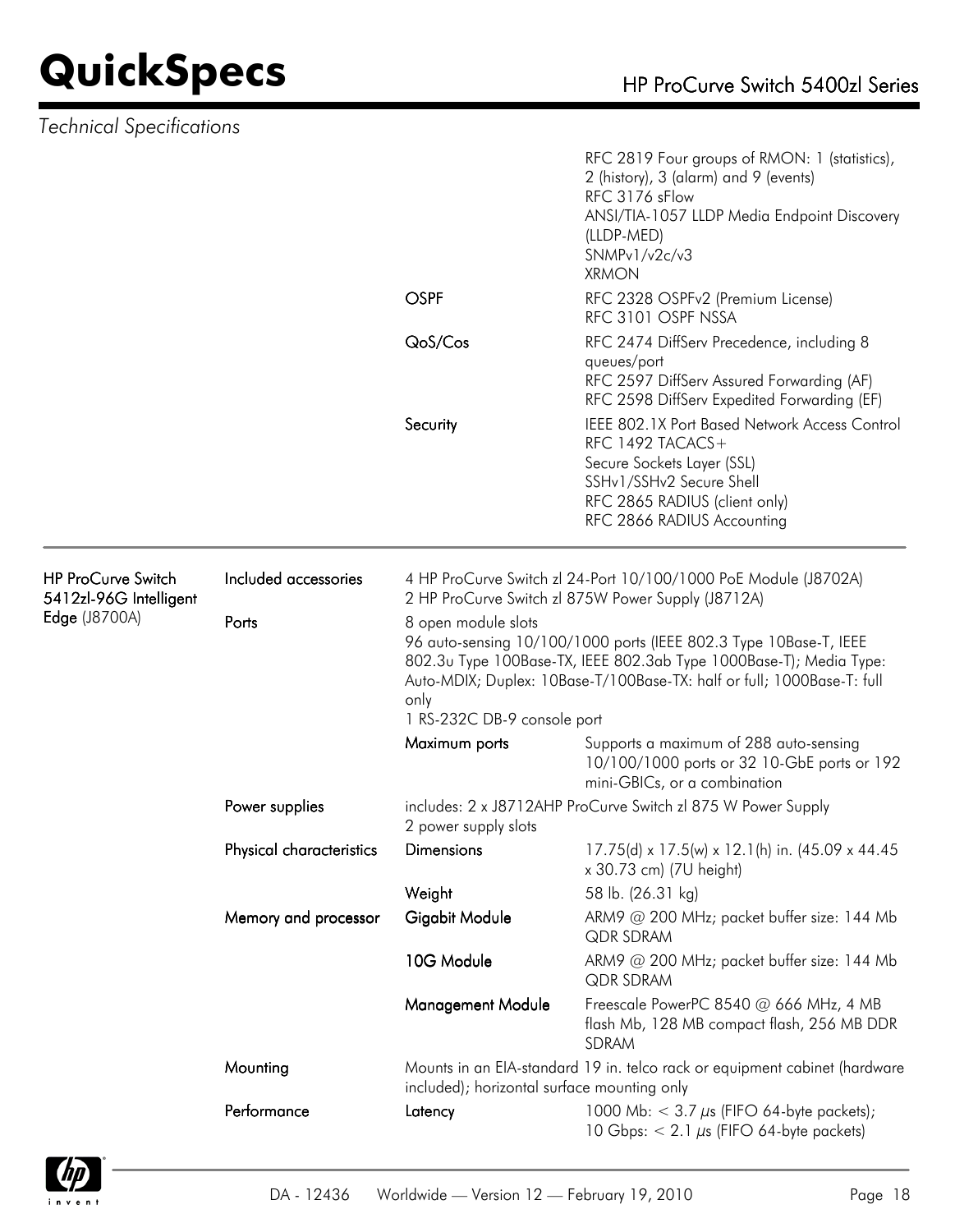*Technical Specifications*

| | | | |
|---|---|---|---|
| | | | RFC 2819 Four groups of RMON: 1 (statistics), 2 (history), 3 (alarm) and 9 (events)<br>RFC 3176 sFlow<br>ANSI/TIA-1057 LLDP Media Endpoint Discovery (LLDP-MED)<br>SNMPv1/v2c/v3<br>XRMON |
| | | OSPF | RFC 2328 OSPFv2 (Premium License)<br>RFC 3101 OSPF NSSA |
| | | QoS/Cos | RFC 2474 DiffServ Precedence, including 8 queues/port<br>RFC 2597 DiffServ Assured Forwarding (AF)<br>RFC 2598 DiffServ Expedited Forwarding (EF) |
| | | Security | IEEE 802.1X Port Based Network Access Control<br>RFC 1492 TACACS+<br>Secure Sockets Layer (SSL)<br>SSHv1/SSHv2 Secure Shell<br>RFC 2865 RADIUS (client only)<br>RFC 2866 RADIUS Accounting |

| | | | |
|---|---|---|---|
| **HP ProCurve Switch 5412zl-96G Intelligent Edge** (J8700A) | Included accessories | 4 HP ProCurve Switch zl 24-Port 10/100/1000 PoE Module (J8702A)<br>2 HP ProCurve Switch zl 875W Power Supply (J8712A) | |
| | Ports | 8 open module slots<br>96 auto-sensing 10/100/1000 ports (IEEE 802.3 Type 10Base-T, IEEE 802.3u Type 100Base-TX, IEEE 802.3ab Type 1000Base-T); Media Type: Auto-MDIX; Duplex: 10Base-T/100Base-TX: half or full; 1000Base-T: full only<br>1 RS-232C DB-9 console port | |
| | | Maximum ports | Supports a maximum of 288 auto-sensing 10/100/1000 ports or 32 10-GbE ports or 192 mini-GBICs, or a combination |
| | Power supplies | includes: 2 x J8712AHP ProCurve Switch zl 875 W Power Supply<br>2 power supply slots | |
| | Physical characteristics | Dimensions | 17.75(d) x 17.5(w) x 12.1(h) in. (45.09 x 44.45 x 30.73 cm) (7U height) |
| | | Weight | 58 lb. (26.31 kg) |
| | Memory and processor | Gigabit Module | ARM9 @ 200 MHz; packet buffer size: 144 Mb QDR SDRAM |
| | | 10G Module | ARM9 @ 200 MHz; packet buffer size: 144 Mb QDR SDRAM |
| | | Management Module | Freescale PowerPC 8540 @ 666 MHz, 4 MB flash Mb, 128 MB compact flash, 256 MB DDR SDRAM |
| | Mounting | Mounts in an EIA-standard 19 in. telco rack or equipment cabinet (hardware included); horizontal surface mounting only | |
| | Performance | Latency | 1000 Mb: < 3.7 µs (FIFO 64-byte packets);<br>10 Gbps: < 2.1 µs (FIFO 64-byte packets) |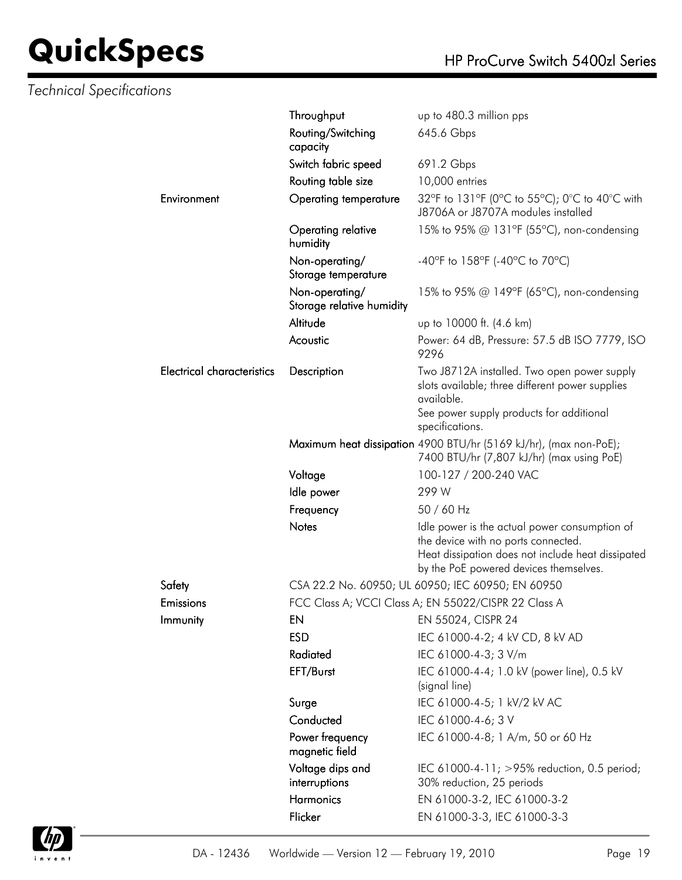*Technical Specifications*

| | | |
|---|---|---|
| | Throughput | up to 480.3 million pps |
| | Routing/Switching capacity | 645.6 Gbps |
| | Switch fabric speed | 691.2 Gbps |
| | Routing table size | 10,000 entries |
| Environment | Operating temperature | 32°F to 131°F (0°C to 55°C); 0°C to 40°C with J8706A or J8707A modules installed |
| | Operating relative humidity | 15% to 95% @ 131°F (55°C), non-condensing |
| | Non-operating/ Storage temperature | -40°F to 158°F (-40°C to 70°C) |
| | Non-operating/ Storage relative humidity | 15% to 95% @ 149°F (65°C), non-condensing |
| | Altitude | up to 10000 ft. (4.6 km) |
| | Acoustic | Power: 64 dB, Pressure: 57.5 dB ISO 7779, ISO 9296 |
| Electrical characteristics | Description | Two J8712A installed. Two open power supply slots available; three different power supplies available.<br>See power supply products for additional specifications. |
| | Maximum heat dissipation | 4900 BTU/hr (5169 kJ/hr), (max non-PoE); 7400 BTU/hr (7,807 kJ/hr) (max using PoE) |
| | Voltage | 100-127 / 200-240 VAC |
| | Idle power | 299 W |
| | Frequency | 50 / 60 Hz |
| | Notes | Idle power is the actual power consumption of the device with no ports connected.<br>Heat dissipation does not include heat dissipated by the PoE powered devices themselves. |
| Safety | CSA 22.2 No. 60950; UL 60950; IEC 60950; EN 60950 | |
| Emissions | FCC Class A; VCCI Class A; EN 55022/CISPR 22 Class A | |
| Immunity | EN | EN 55024, CISPR 24 |
| | ESD | IEC 61000-4-2; 4 kV CD, 8 kV AD |
| | Radiated | IEC 61000-4-3; 3 V/m |
| | EFT/Burst | IEC 61000-4-4; 1.0 kV (power line), 0.5 kV (signal line) |
| | Surge | IEC 61000-4-5; 1 kV/2 kV AC |
| | Conducted | IEC 61000-4-6; 3 V |
| | Power frequency magnetic field | IEC 61000-4-8; 1 A/m, 50 or 60 Hz |
| | Voltage dips and interruptions | IEC 61000-4-11; >95% reduction, 0.5 period; 30% reduction, 25 periods |
| | Harmonics | EN 61000-3-2, IEC 61000-3-2 |
| | Flicker | EN 61000-3-3, IEC 61000-3-3 |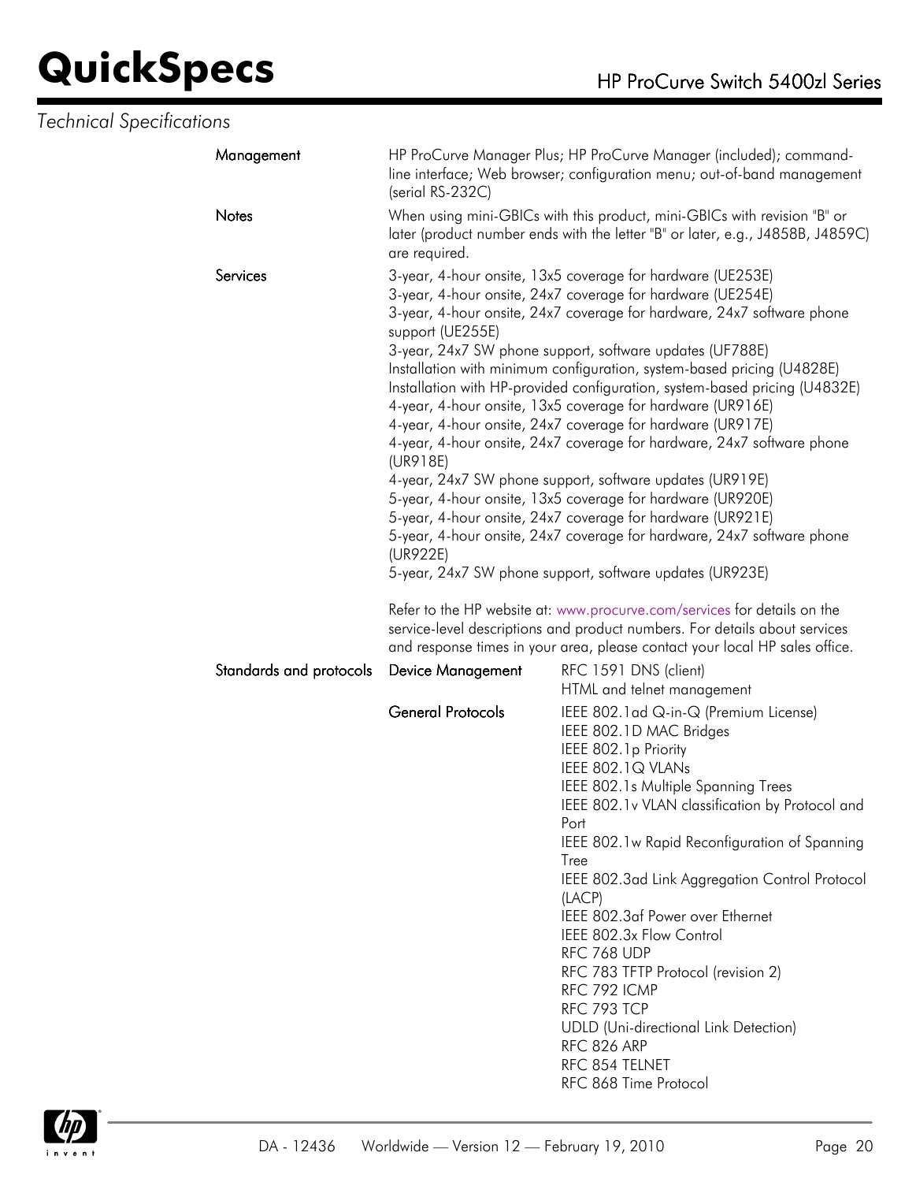*Technical Specifications*

| | | |
|---|---|---|
| Management | HP ProCurve Manager Plus; HP ProCurve Manager (included); command-line interface; Web browser; configuration menu; out-of-band management (serial RS-232C) | |
| Notes | When using mini-GBICs with this product, mini-GBICs with revision "B" or later (product number ends with the letter "B" or later, e.g., J4858B, J4859C) are required. | |
| Services | 3-year, 4-hour onsite, 13x5 coverage for hardware (UE253E)<br>3-year, 4-hour onsite, 24x7 coverage for hardware (UE254E)<br>3-year, 4-hour onsite, 24x7 coverage for hardware, 24x7 software phone support (UE255E)<br>3-year, 24x7 SW phone support, software updates (UF788E)<br>Installation with minimum configuration, system-based pricing (U4828E)<br>Installation with HP-provided configuration, system-based pricing (U4832E)<br>4-year, 4-hour onsite, 13x5 coverage for hardware (UR916E)<br>4-year, 4-hour onsite, 24x7 coverage for hardware (UR917E)<br>4-year, 4-hour onsite, 24x7 coverage for hardware, 24x7 software phone (UR918E)<br>4-year, 24x7 SW phone support, software updates (UR919E)<br>5-year, 4-hour onsite, 13x5 coverage for hardware (UR920E)<br>5-year, 4-hour onsite, 24x7 coverage for hardware (UR921E)<br>5-year, 4-hour onsite, 24x7 coverage for hardware, 24x7 software phone (UR922E)<br>5-year, 24x7 SW phone support, software updates (UR923E)<br><br>Refer to the HP website at: www.procurve.com/services for details on the service-level descriptions and product numbers. For details about services and response times in your area, please contact your local HP sales office. | |
| Standards and protocols | Device Management | RFC 1591 DNS (client)<br>HTML and telnet management |
| | General Protocols | IEEE 802.1ad Q-in-Q (Premium License)<br>IEEE 802.1D MAC Bridges<br>IEEE 802.1p Priority<br>IEEE 802.1Q VLANs<br>IEEE 802.1s Multiple Spanning Trees<br>IEEE 802.1v VLAN classification by Protocol and Port<br>IEEE 802.1w Rapid Reconfiguration of Spanning Tree<br>IEEE 802.3ad Link Aggregation Control Protocol (LACP)<br>IEEE 802.3af Power over Ethernet<br>IEEE 802.3x Flow Control<br>RFC 768 UDP<br>RFC 783 TFTP Protocol (revision 2)<br>RFC 792 ICMP<br>RFC 793 TCP<br>UDLD (Uni-directional Link Detection)<br>RFC 826 ARP<br>RFC 854 TELNET<br>RFC 868 Time Protocol |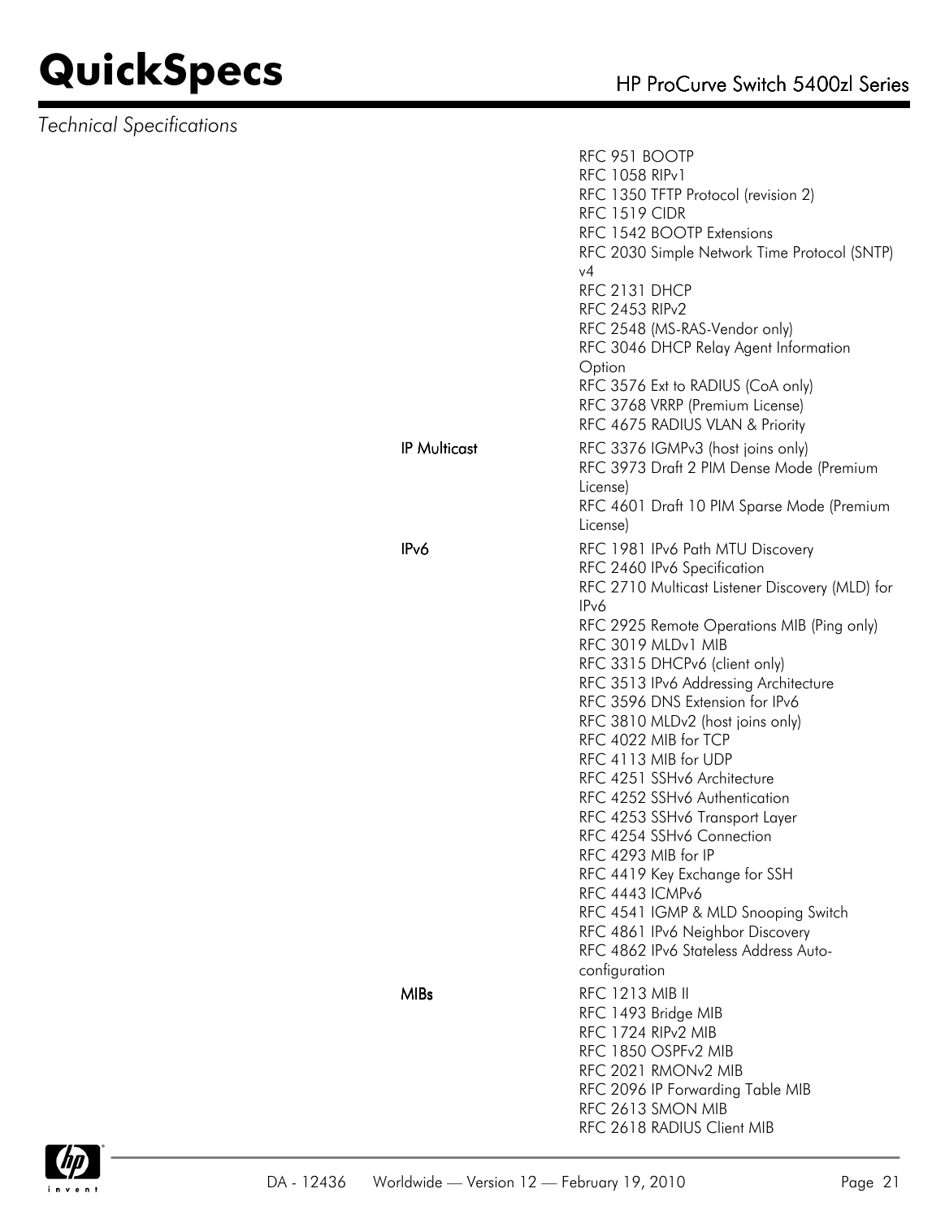*Technical Specifications*

| | |
|---|---|
| | RFC 951 BOOTP<br>RFC 1058 RIPv1<br>RFC 1350 TFTP Protocol (revision 2)<br>RFC 1519 CIDR<br>RFC 1542 BOOTP Extensions<br>RFC 2030 Simple Network Time Protocol (SNTP) v4<br>RFC 2131 DHCP<br>RFC 2453 RIPv2<br>RFC 2548 (MS-RAS-Vendor only)<br>RFC 3046 DHCP Relay Agent Information Option<br>RFC 3576 Ext to RADIUS (CoA only)<br>RFC 3768 VRRP (Premium License)<br>RFC 4675 RADIUS VLAN & Priority |
| **IP Multicast** | RFC 3376 IGMPv3 (host joins only)<br>RFC 3973 Draft 2 PIM Dense Mode (Premium License)<br>RFC 4601 Draft 10 PIM Sparse Mode (Premium License) |
| **IPv6** | RFC 1981 IPv6 Path MTU Discovery<br>RFC 2460 IPv6 Specification<br>RFC 2710 Multicast Listener Discovery (MLD) for IPv6<br>RFC 2925 Remote Operations MIB (Ping only)<br>RFC 3019 MLDv1 MIB<br>RFC 3315 DHCPv6 (client only)<br>RFC 3513 IPv6 Addressing Architecture<br>RFC 3596 DNS Extension for IPv6<br>RFC 3810 MLDv2 (host joins only)<br>RFC 4022 MIB for TCP<br>RFC 4113 MIB for UDP<br>RFC 4251 SSHv6 Architecture<br>RFC 4252 SSHv6 Authentication<br>RFC 4253 SSHv6 Transport Layer<br>RFC 4254 SSHv6 Connection<br>RFC 4293 MIB for IP<br>RFC 4419 Key Exchange for SSH<br>RFC 4443 ICMPv6<br>RFC 4541 IGMP & MLD Snooping Switch<br>RFC 4861 IPv6 Neighbor Discovery<br>RFC 4862 IPv6 Stateless Address Auto-configuration |
| **MIBs** | RFC 1213 MIB II<br>RFC 1493 Bridge MIB<br>RFC 1724 RIPv2 MIB<br>RFC 1850 OSPFv2 MIB<br>RFC 2021 RMONv2 MIB<br>RFC 2096 IP Forwarding Table MIB<br>RFC 2613 SMON MIB<br>RFC 2618 RADIUS Client MIB |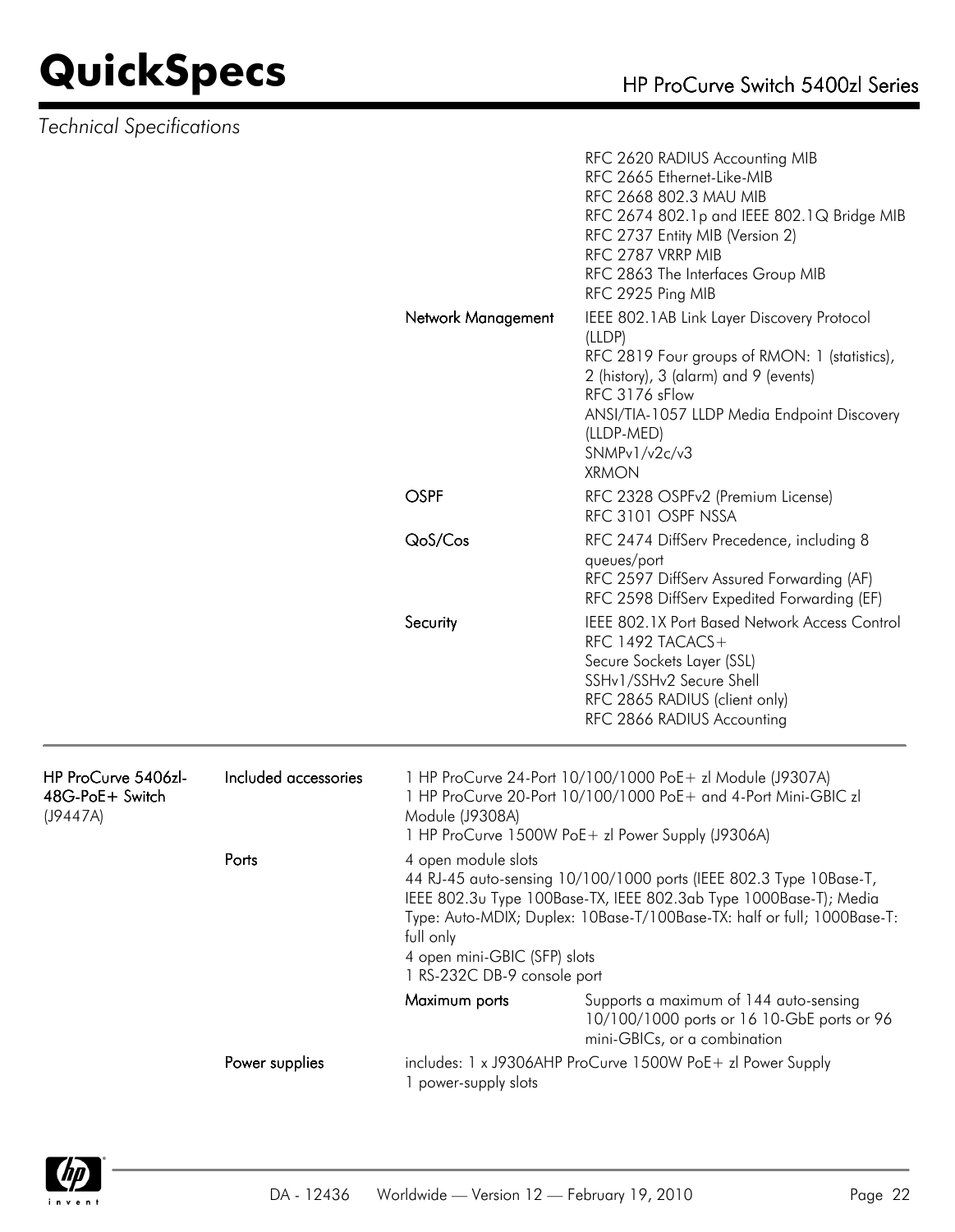*Technical Specifications*

| | | | |
|---|---|---|---|
| | | | RFC 2620 RADIUS Accounting MIB<br>RFC 2665 Ethernet-Like-MIB<br>RFC 2668 802.3 MAU MIB<br>RFC 2674 802.1p and IEEE 802.1Q Bridge MIB<br>RFC 2737 Entity MIB (Version 2)<br>RFC 2787 VRRP MIB<br>RFC 2863 The Interfaces Group MIB<br>RFC 2925 Ping MIB |
| | | Network Management | IEEE 802.1AB Link Layer Discovery Protocol (LLDP)<br>RFC 2819 Four groups of RMON: 1 (statistics), 2 (history), 3 (alarm) and 9 (events)<br>RFC 3176 sFlow<br>ANSI/TIA-1057 LLDP Media Endpoint Discovery (LLDP-MED)<br>SNMPv1/v2c/v3<br>XRMON |
| | | OSPF | RFC 2328 OSPFv2 (Premium License)<br>RFC 3101 OSPF NSSA |
| | | QoS/Cos | RFC 2474 DiffServ Precedence, including 8 queues/port<br>RFC 2597 DiffServ Assured Forwarding (AF)<br>RFC 2598 DiffServ Expedited Forwarding (EF) |
| | | Security | IEEE 802.1X Port Based Network Access Control<br>RFC 1492 TACACS+<br>Secure Sockets Layer (SSL)<br>SSHv1/SSHv2 Secure Shell<br>RFC 2865 RADIUS (client only)<br>RFC 2866 RADIUS Accounting |

| | | | |
|---|---|---|---|
| HP ProCurve 5406zl-48G-PoE+ Switch (J9447A) | Included accessories | 1 HP ProCurve 24-Port 10/100/1000 PoE+ zl Module (J9307A)<br>1 HP ProCurve 20-Port 10/100/1000 PoE+ and 4-Port Mini-GBIC zl Module (J9308A)<br>1 HP ProCurve 1500W PoE+ zl Power Supply (J9306A) | |
| | Ports | 4 open module slots<br>44 RJ-45 auto-sensing 10/100/1000 ports (IEEE 802.3 Type 10Base-T, IEEE 802.3u Type 100Base-TX, IEEE 802.3ab Type 1000Base-T); Media Type: Auto-MDIX; Duplex: 10Base-T/100Base-TX: half or full; 1000Base-T: full only<br>4 open mini-GBIC (SFP) slots<br>1 RS-232C DB-9 console port | |
| | | Maximum ports | Supports a maximum of 144 auto-sensing 10/100/1000 ports or 16 10-GbE ports or 96 mini-GBICs, or a combination |
| | Power supplies | includes: 1 x J9306AHP ProCurve 1500W PoE+ zl Power Supply<br>1 power-supply slots | |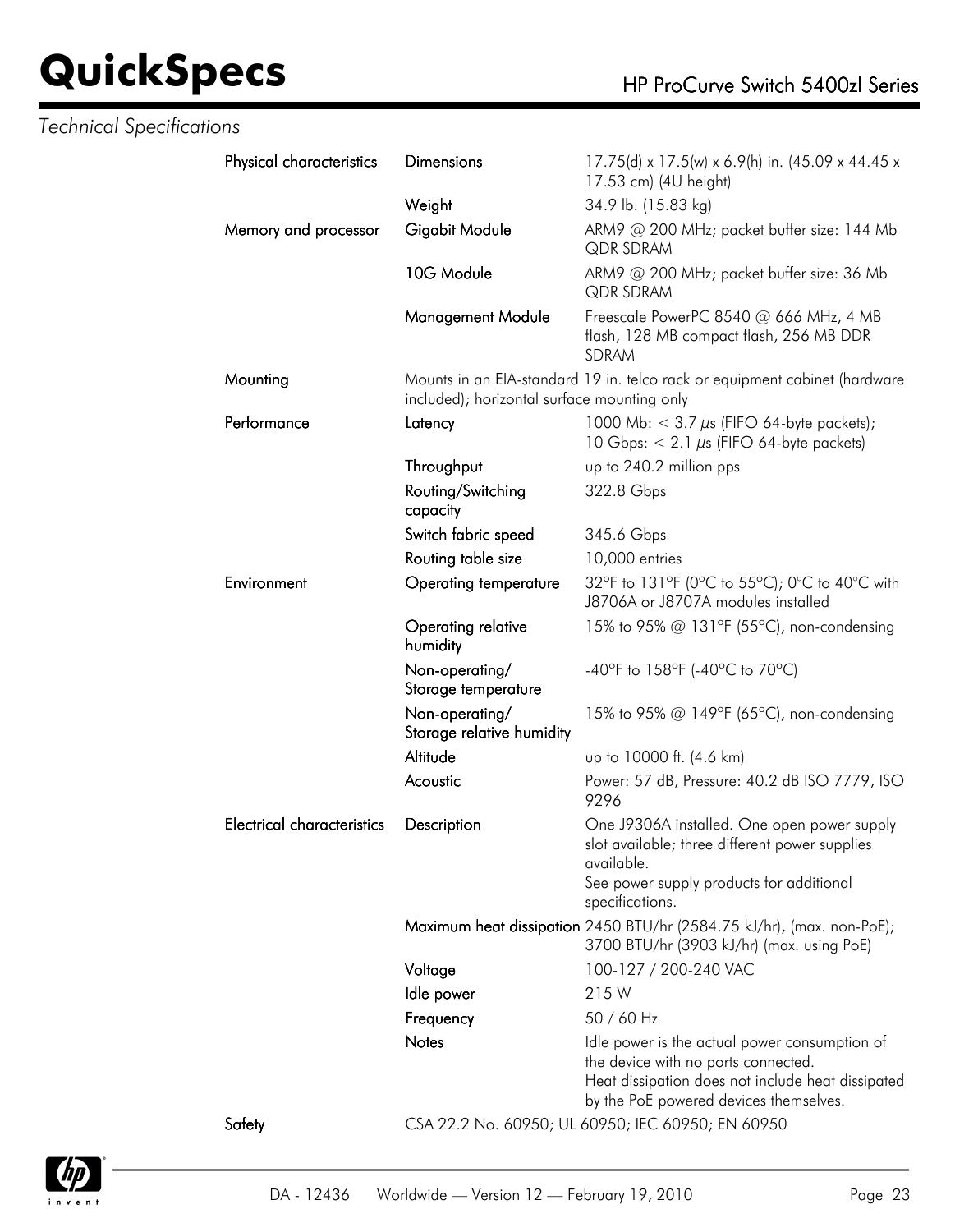# QuickSpecs

## HP ProCurve Switch 5400zl Series

*Technical Specifications*

| | | |
|---|---|---|
| Physical characteristics | Dimensions | 17.75(d) x 17.5(w) x 6.9(h) in. (45.09 x 44.45 x 17.53 cm) (4U height) |
| | Weight | 34.9 lb. (15.83 kg) |
| Memory and processor | Gigabit Module | ARM9 @ 200 MHz; packet buffer size: 144 Mb QDR SDRAM |
| | 10G Module | ARM9 @ 200 MHz; packet buffer size: 36 Mb QDR SDRAM |
| | Management Module | Freescale PowerPC 8540 @ 666 MHz, 4 MB flash, 128 MB compact flash, 256 MB DDR SDRAM |
| Mounting | Mounts in an EIA-standard 19 in. telco rack or equipment cabinet (hardware included); horizontal surface mounting only | |
| Performance | Latency | 1000 Mb: < 3.7 µs (FIFO 64-byte packets); 10 Gbps: < 2.1 µs (FIFO 64-byte packets) |
| | Throughput | up to 240.2 million pps |
| | Routing/Switching capacity | 322.8 Gbps |
| | Switch fabric speed | 345.6 Gbps |
| | Routing table size | 10,000 entries |
| Environment | Operating temperature | 32°F to 131°F (0°C to 55°C); 0°C to 40°C with J8706A or J8707A modules installed |
| | Operating relative humidity | 15% to 95% @ 131°F (55°C), non-condensing |
| | Non-operating/ Storage temperature | -40°F to 158°F (-40°C to 70°C) |
| | Non-operating/ Storage relative humidity | 15% to 95% @ 149°F (65°C), non-condensing |
| | Altitude | up to 10000 ft. (4.6 km) |
| | Acoustic | Power: 57 dB, Pressure: 40.2 dB ISO 7779, ISO 9296 |
| Electrical characteristics | Description | One J9306A installed. One open power supply slot available; three different power supplies available.<br>See power supply products for additional specifications. |
| | Maximum heat dissipation | 2450 BTU/hr (2584.75 kJ/hr), (max. non-PoE); 3700 BTU/hr (3903 kJ/hr) (max. using PoE) |
| | Voltage | 100-127 / 200-240 VAC |
| | Idle power | 215 W |
| | Frequency | 50 / 60 Hz |
| | Notes | Idle power is the actual power consumption of the device with no ports connected.<br>Heat dissipation does not include heat dissipated by the PoE powered devices themselves. |
| Safety | CSA 22.2 No. 60950; UL 60950; IEC 60950; EN 60950 | |

DA - 12436 Worldwide — Version 12 — February 19, 2010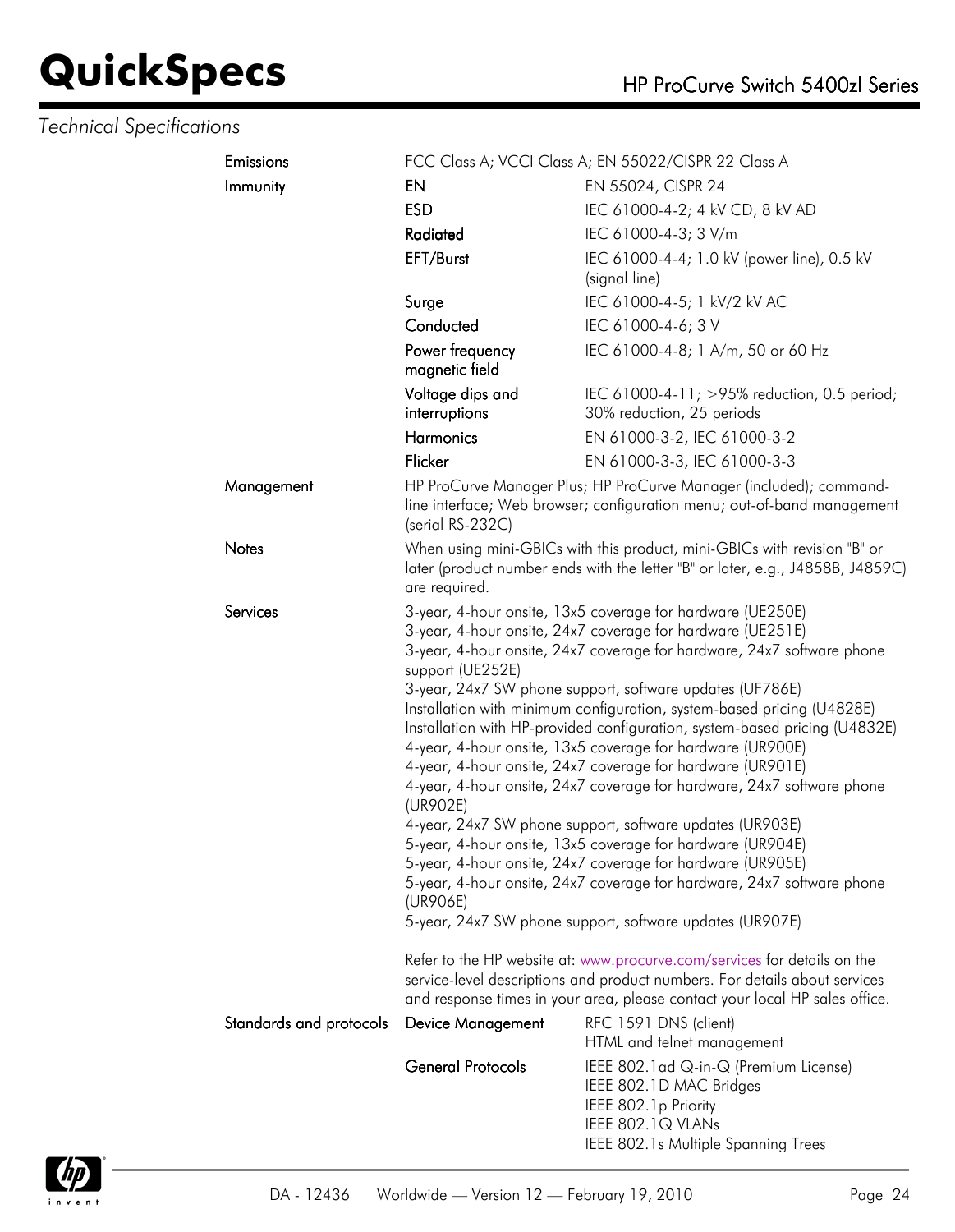*Technical Specifications*

| | | |
|---|---|---|
| Emissions | FCC Class A; VCCI Class A; EN 55022/CISPR 22 Class A | |
| Immunity | EN | EN 55024, CISPR 24 |
| | ESD | IEC 61000-4-2; 4 kV CD, 8 kV AD |
| | Radiated | IEC 61000-4-3; 3 V/m |
| | EFT/Burst | IEC 61000-4-4; 1.0 kV (power line), 0.5 kV (signal line) |
| | Surge | IEC 61000-4-5; 1 kV/2 kV AC |
| | Conducted | IEC 61000-4-6; 3 V |
| | Power frequency magnetic field | IEC 61000-4-8; 1 A/m, 50 or 60 Hz |
| | Voltage dips and interruptions | IEC 61000-4-11; >95% reduction, 0.5 period; 30% reduction, 25 periods |
| | Harmonics | EN 61000-3-2, IEC 61000-3-2 |
| | Flicker | EN 61000-3-3, IEC 61000-3-3 |
| Management | HP ProCurve Manager Plus; HP ProCurve Manager (included); command-line interface; Web browser; configuration menu; out-of-band management (serial RS-232C) | |
| Notes | When using mini-GBICs with this product, mini-GBICs with revision "B" or later (product number ends with the letter "B" or later, e.g., J4858B, J4859C) are required. | |
| Services | 3-year, 4-hour onsite, 13x5 coverage for hardware (UE250E)<br>3-year, 4-hour onsite, 24x7 coverage for hardware (UE251E)<br>3-year, 4-hour onsite, 24x7 coverage for hardware, 24x7 software phone support (UE252E)<br>3-year, 24x7 SW phone support, software updates (UF786E)<br>Installation with minimum configuration, system-based pricing (U4828E)<br>Installation with HP-provided configuration, system-based pricing (U4832E)<br>4-year, 4-hour onsite, 13x5 coverage for hardware (UR900E)<br>4-year, 4-hour onsite, 24x7 coverage for hardware (UR901E)<br>4-year, 4-hour onsite, 24x7 coverage for hardware, 24x7 software phone (UR902E)<br>4-year, 24x7 SW phone support, software updates (UR903E)<br>5-year, 4-hour onsite, 13x5 coverage for hardware (UR904E)<br>5-year, 4-hour onsite, 24x7 coverage for hardware (UR905E)<br>5-year, 4-hour onsite, 24x7 coverage for hardware, 24x7 software phone (UR906E)<br>5-year, 24x7 SW phone support, software updates (UR907E)<br><br>Refer to the HP website at: www.procurve.com/services for details on the service-level descriptions and product numbers. For details about services and response times in your area, please contact your local HP sales office. | |
| Standards and protocols | Device Management | RFC 1591 DNS (client)<br>HTML and telnet management |
| | General Protocols | IEEE 802.1ad Q-in-Q (Premium License)<br>IEEE 802.1D MAC Bridges<br>IEEE 802.1p Priority<br>IEEE 802.1Q VLANs<br>IEEE 802.1s Multiple Spanning Trees |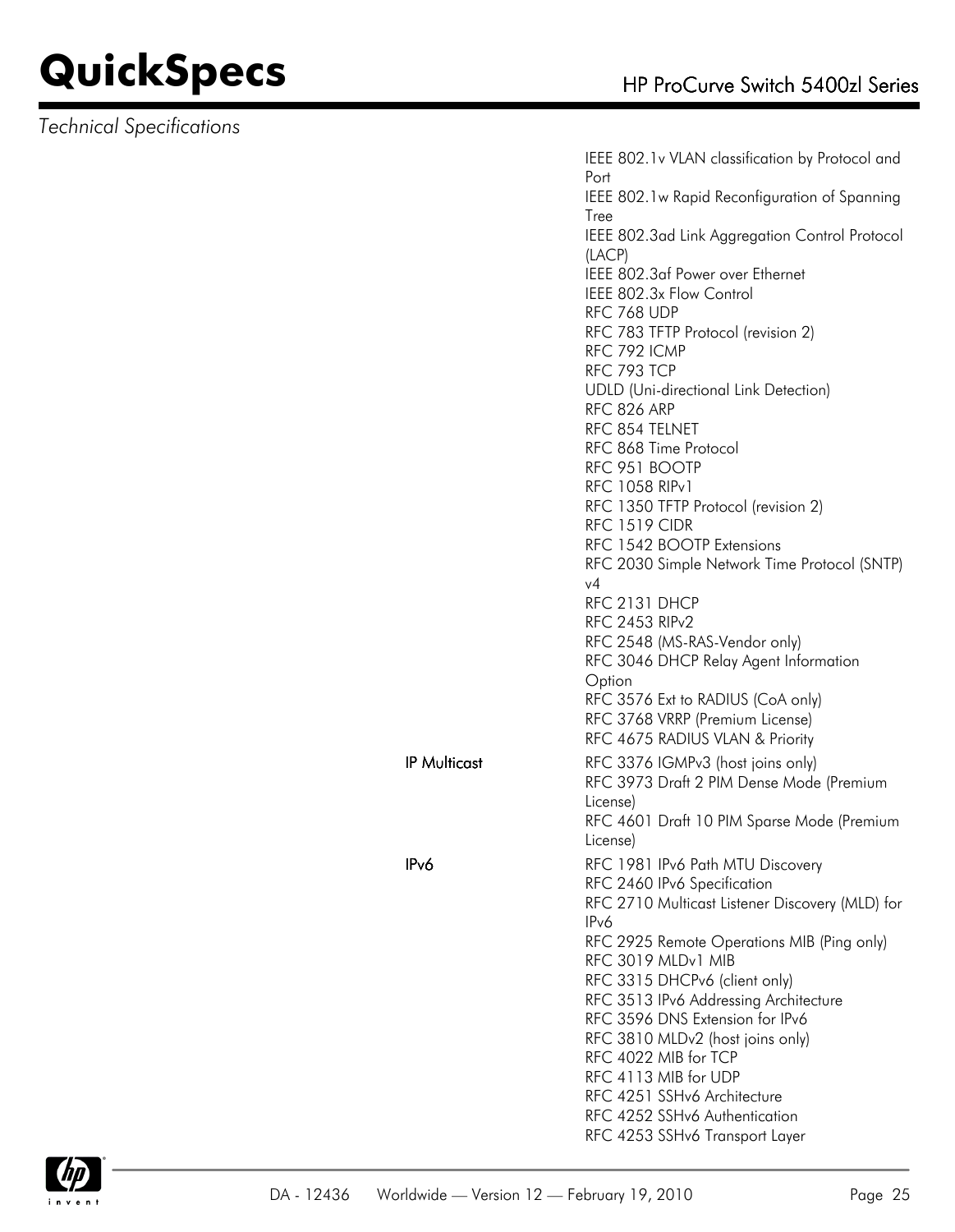*Technical Specifications*

| | |
|---|---|
| | IEEE 802.1v VLAN classification by Protocol and Port<br>IEEE 802.1w Rapid Reconfiguration of Spanning Tree<br>IEEE 802.3ad Link Aggregation Control Protocol (LACP)<br>IEEE 802.3af Power over Ethernet<br>IEEE 802.3x Flow Control<br>RFC 768 UDP<br>RFC 783 TFTP Protocol (revision 2)<br>RFC 792 ICMP<br>RFC 793 TCP<br>UDLD (Uni-directional Link Detection)<br>RFC 826 ARP<br>RFC 854 TELNET<br>RFC 868 Time Protocol<br>RFC 951 BOOTP<br>RFC 1058 RIPv1<br>RFC 1350 TFTP Protocol (revision 2)<br>RFC 1519 CIDR<br>RFC 1542 BOOTP Extensions<br>RFC 2030 Simple Network Time Protocol (SNTP) v4<br>RFC 2131 DHCP<br>RFC 2453 RIPv2<br>RFC 2548 (MS-RAS-Vendor only)<br>RFC 3046 DHCP Relay Agent Information Option<br>RFC 3576 Ext to RADIUS (CoA only)<br>RFC 3768 VRRP (Premium License)<br>RFC 4675 RADIUS VLAN & Priority |
| **IP Multicast** | RFC 3376 IGMPv3 (host joins only)<br>RFC 3973 Draft 2 PIM Dense Mode (Premium License)<br>RFC 4601 Draft 10 PIM Sparse Mode (Premium License) |
| **IPv6** | RFC 1981 IPv6 Path MTU Discovery<br>RFC 2460 IPv6 Specification<br>RFC 2710 Multicast Listener Discovery (MLD) for IPv6<br>RFC 2925 Remote Operations MIB (Ping only)<br>RFC 3019 MLDv1 MIB<br>RFC 3315 DHCPv6 (client only)<br>RFC 3513 IPv6 Addressing Architecture<br>RFC 3596 DNS Extension for IPv6<br>RFC 3810 MLDv2 (host joins only)<br>RFC 4022 MIB for TCP<br>RFC 4113 MIB for UDP<br>RFC 4251 SSHv6 Architecture<br>RFC 4252 SSHv6 Authentication<br>RFC 4253 SSHv6 Transport Layer |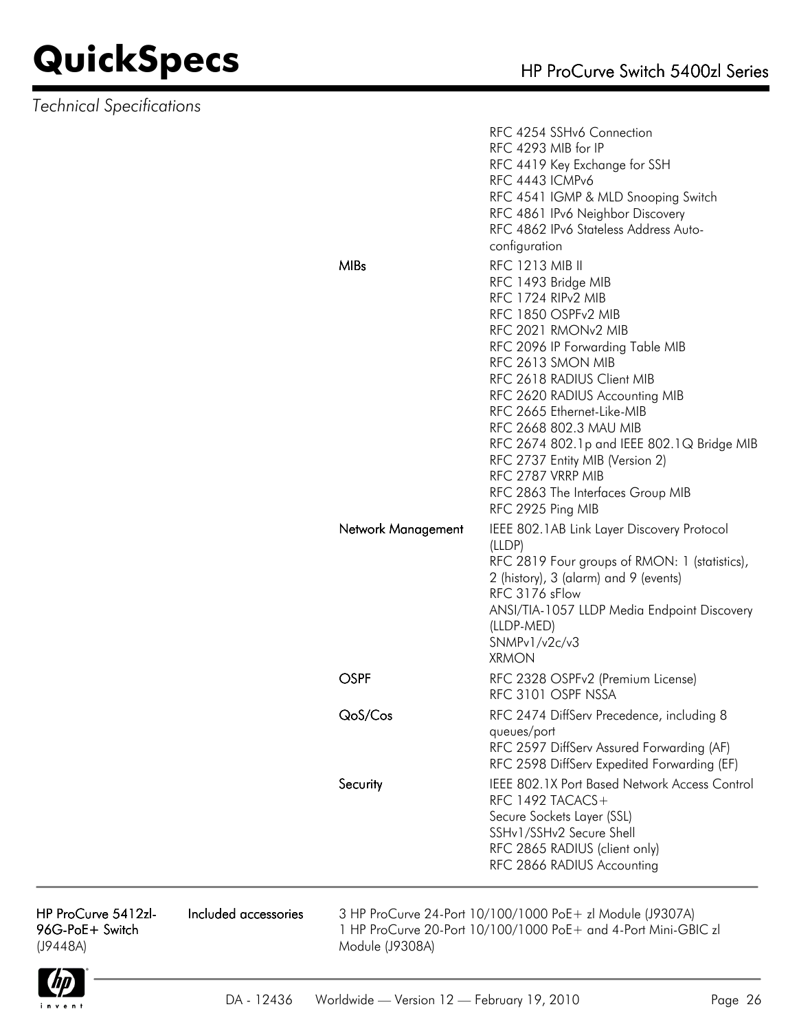*Technical Specifications*

| | | |
|---|---|---|
| | | RFC 4254 SSHv6 Connection<br>RFC 4293 MIB for IP<br>RFC 4419 Key Exchange for SSH<br>RFC 4443 ICMPv6<br>RFC 4541 IGMP & MLD Snooping Switch<br>RFC 4861 IPv6 Neighbor Discovery<br>RFC 4862 IPv6 Stateless Address Auto-configuration |
| | **MIBs** | RFC 1213 MIB II<br>RFC 1493 Bridge MIB<br>RFC 1724 RIPv2 MIB<br>RFC 1850 OSPFv2 MIB<br>RFC 2021 RMONv2 MIB<br>RFC 2096 IP Forwarding Table MIB<br>RFC 2613 SMON MIB<br>RFC 2618 RADIUS Client MIB<br>RFC 2620 RADIUS Accounting MIB<br>RFC 2665 Ethernet-Like-MIB<br>RFC 2668 802.3 MAU MIB<br>RFC 2674 802.1p and IEEE 802.1Q Bridge MIB<br>RFC 2737 Entity MIB (Version 2)<br>RFC 2787 VRRP MIB<br>RFC 2863 The Interfaces Group MIB<br>RFC 2925 Ping MIB |
| | **Network Management** | IEEE 802.1AB Link Layer Discovery Protocol (LLDP)<br>RFC 2819 Four groups of RMON: 1 (statistics), 2 (history), 3 (alarm) and 9 (events)<br>RFC 3176 sFlow<br>ANSI/TIA-1057 LLDP Media Endpoint Discovery (LLDP-MED)<br>SNMPv1/v2c/v3<br>XRMON |
| | **OSPF** | RFC 2328 OSPFv2 (Premium License)<br>RFC 3101 OSPF NSSA |
| | **QoS/Cos** | RFC 2474 DiffServ Precedence, including 8 queues/port<br>RFC 2597 DiffServ Assured Forwarding (AF)<br>RFC 2598 DiffServ Expedited Forwarding (EF) |
| | **Security** | IEEE 802.1X Port Based Network Access Control<br>RFC 1492 TACACS+<br>Secure Sockets Layer (SSL)<br>SSHv1/SSHv2 Secure Shell<br>RFC 2865 RADIUS (client only)<br>RFC 2866 RADIUS Accounting |

| | | |
|---|---|---|
| **HP ProCurve 5412zl-96G-PoE+ Switch** (J9448A) | **Included accessories** | 3 HP ProCurve 24-Port 10/100/1000 PoE+ zl Module (J9307A)<br>1 HP ProCurve 20-Port 10/100/1000 PoE+ and 4-Port Mini-GBIC zl Module (J9308A) |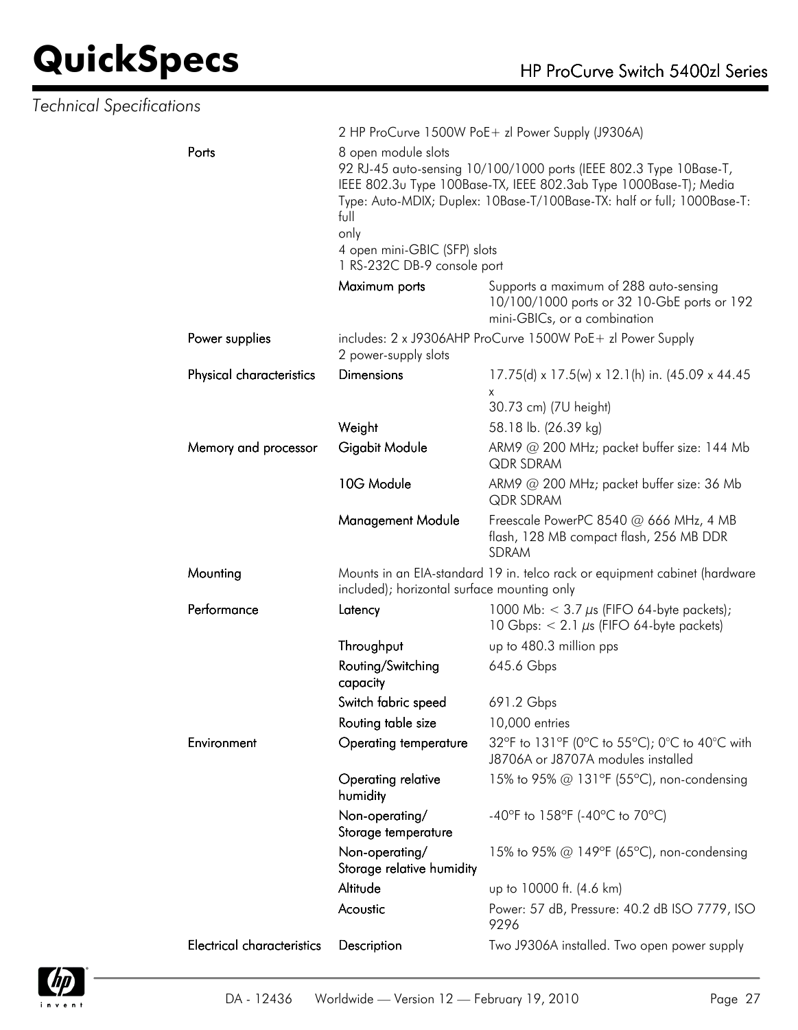*Technical Specifications*

| | | |
|---|---|---|
| | 2 HP ProCurve 1500W PoE+ zl Power Supply (J9306A) | |
| Ports | 8 open module slots<br>92 RJ-45 auto-sensing 10/100/1000 ports (IEEE 802.3 Type 10Base-T, IEEE 802.3u Type 100Base-TX, IEEE 802.3ab Type 1000Base-T); Media Type: Auto-MDIX; Duplex: 10Base-T/100Base-TX: half or full; 1000Base-T: full<br>only<br>4 open mini-GBIC (SFP) slots<br>1 RS-232C DB-9 console port | |
| | Maximum ports | Supports a maximum of 288 auto-sensing 10/100/1000 ports or 32 10-GbE ports or 192 mini-GBICs, or a combination |
| Power supplies | includes: 2 x J9306AHP ProCurve 1500W PoE+ zl Power Supply<br>2 power-supply slots | |
| Physical characteristics | Dimensions | 17.75(d) x 17.5(w) x 12.1(h) in. (45.09 x 44.45 x<br>30.73 cm) (7U height) |
| | Weight | 58.18 lb. (26.39 kg) |
| Memory and processor | Gigabit Module | ARM9 @ 200 MHz; packet buffer size: 144 Mb QDR SDRAM |
| | 10G Module | ARM9 @ 200 MHz; packet buffer size: 36 Mb QDR SDRAM |
| | Management Module | Freescale PowerPC 8540 @ 666 MHz, 4 MB flash, 128 MB compact flash, 256 MB DDR SDRAM |
| Mounting | Mounts in an EIA-standard 19 in. telco rack or equipment cabinet (hardware included); horizontal surface mounting only | |
| Performance | Latency | 1000 Mb: < 3.7 µs (FIFO 64-byte packets);<br>10 Gbps: < 2.1 µs (FIFO 64-byte packets) |
| | Throughput | up to 480.3 million pps |
| | Routing/Switching capacity | 645.6 Gbps |
| | Switch fabric speed | 691.2 Gbps |
| | Routing table size | 10,000 entries |
| Environment | Operating temperature | 32°F to 131°F (0°C to 55°C); 0°C to 40°C with J8706A or J8707A modules installed |
| | Operating relative humidity | 15% to 95% @ 131°F (55°C), non-condensing |
| | Non-operating/ Storage temperature | -40°F to 158°F (-40°C to 70°C) |
| | Non-operating/ Storage relative humidity | 15% to 95% @ 149°F (65°C), non-condensing |
| | Altitude | up to 10000 ft. (4.6 km) |
| | Acoustic | Power: 57 dB, Pressure: 40.2 dB ISO 7779, ISO 9296 |
| Electrical characteristics | Description | Two J9306A installed. Two open power supply |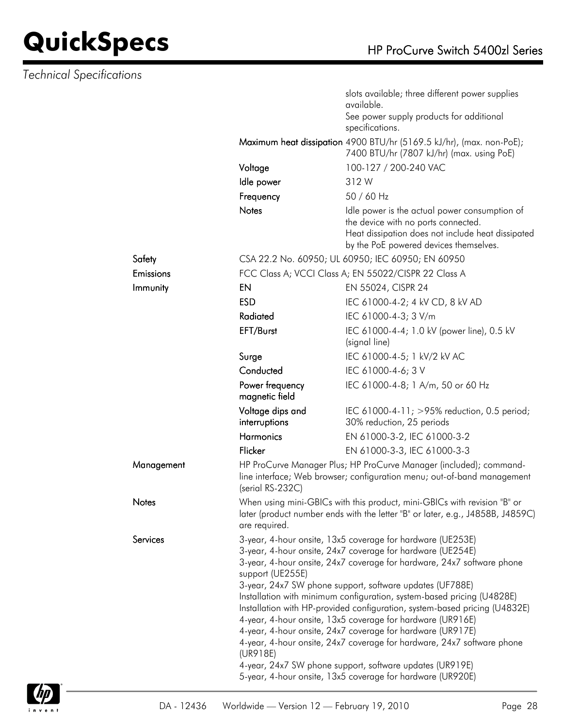*Technical Specifications*

| | | |
|---|---|---|
| | | slots available; three different power supplies available.<br>See power supply products for additional specifications. |
| | **Maximum heat dissipation** | 4900 BTU/hr (5169.5 kJ/hr), (max. non-PoE); 7400 BTU/hr (7807 kJ/hr) (max. using PoE) |
| | **Voltage** | 100-127 / 200-240 VAC |
| | **Idle power** | 312 W |
| | **Frequency** | 50 / 60 Hz |
| | **Notes** | Idle power is the actual power consumption of the device with no ports connected.<br>Heat dissipation does not include heat dissipated by the PoE powered devices themselves. |
| **Safety** | CSA 22.2 No. 60950; UL 60950; IEC 60950; EN 60950 | |
| **Emissions** | FCC Class A; VCCI Class A; EN 55022/CISPR 22 Class A | |
| **Immunity** | **EN** | EN 55024, CISPR 24 |
| | **ESD** | IEC 61000-4-2; 4 kV CD, 8 kV AD |
| | **Radiated** | IEC 61000-4-3; 3 V/m |
| | **EFT/Burst** | IEC 61000-4-4; 1.0 kV (power line), 0.5 kV (signal line) |
| | **Surge** | IEC 61000-4-5; 1 kV/2 kV AC |
| | **Conducted** | IEC 61000-4-6; 3 V |
| | **Power frequency magnetic field** | IEC 61000-4-8; 1 A/m, 50 or 60 Hz |
| | **Voltage dips and interruptions** | IEC 61000-4-11; >95% reduction, 0.5 period; 30% reduction, 25 periods |
| | **Harmonics** | EN 61000-3-2, IEC 61000-3-2 |
| | **Flicker** | EN 61000-3-3, IEC 61000-3-3 |
| **Management** | HP ProCurve Manager Plus; HP ProCurve Manager (included); command-line interface; Web browser; configuration menu; out-of-band management (serial RS-232C) | |
| **Notes** | When using mini-GBICs with this product, mini-GBICs with revision "B" or later (product number ends with the letter "B" or later, e.g., J4858B, J4859C) are required. | |
| **Services** | 3-year, 4-hour onsite, 13x5 coverage for hardware (UE253E)<br>3-year, 4-hour onsite, 24x7 coverage for hardware (UE254E)<br>3-year, 4-hour onsite, 24x7 coverage for hardware, 24x7 software phone support (UE255E)<br>3-year, 24x7 SW phone support, software updates (UF788E)<br>Installation with minimum configuration, system-based pricing (U4828E)<br>Installation with HP-provided configuration, system-based pricing (U4832E)<br>4-year, 4-hour onsite, 13x5 coverage for hardware (UR916E)<br>4-year, 4-hour onsite, 24x7 coverage for hardware (UR917E)<br>4-year, 4-hour onsite, 24x7 coverage for hardware, 24x7 software phone (UR918E)<br>4-year, 24x7 SW phone support, software updates (UR919E)<br>5-year, 4-hour onsite, 13x5 coverage for hardware (UR920E) | |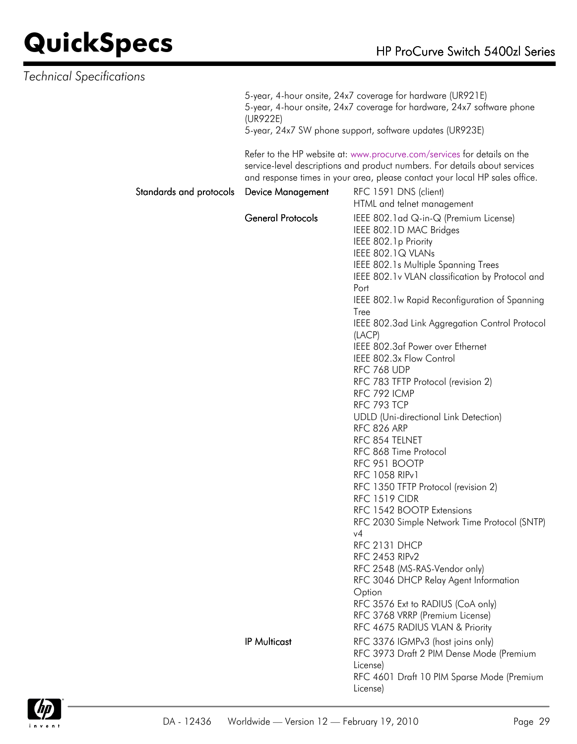*Technical Specifications*

5-year, 4-hour onsite, 24x7 coverage for hardware (UR921E)
5-year, 4-hour onsite, 24x7 coverage for hardware, 24x7 software phone (UR922E)
5-year, 24x7 SW phone support, software updates (UR923E)

Refer to the HP website at: www.procurve.com/services for details on the service-level descriptions and product numbers. For details about services and response times in your area, please contact your local HP sales office.

| Standards and protocols | Device Management | RFC 1591 DNS (client)<br>HTML and telnet management |
|---|---|---|
| | General Protocols | IEEE 802.1ad Q-in-Q (Premium License)<br>IEEE 802.1D MAC Bridges<br>IEEE 802.1p Priority<br>IEEE 802.1Q VLANs<br>IEEE 802.1s Multiple Spanning Trees<br>IEEE 802.1v VLAN classification by Protocol and Port<br>IEEE 802.1w Rapid Reconfiguration of Spanning Tree<br>IEEE 802.3ad Link Aggregation Control Protocol (LACP)<br>IEEE 802.3af Power over Ethernet<br>IEEE 802.3x Flow Control<br>RFC 768 UDP<br>RFC 783 TFTP Protocol (revision 2)<br>RFC 792 ICMP<br>RFC 793 TCP<br>UDLD (Uni-directional Link Detection)<br>RFC 826 ARP<br>RFC 854 TELNET<br>RFC 868 Time Protocol<br>RFC 951 BOOTP<br>RFC 1058 RIPv1<br>RFC 1350 TFTP Protocol (revision 2)<br>RFC 1519 CIDR<br>RFC 1542 BOOTP Extensions<br>RFC 2030 Simple Network Time Protocol (SNTP) v4<br>RFC 2131 DHCP<br>RFC 2453 RIPv2<br>RFC 2548 (MS-RAS-Vendor only)<br>RFC 3046 DHCP Relay Agent Information Option<br>RFC 3576 Ext to RADIUS (CoA only)<br>RFC 3768 VRRP (Premium License)<br>RFC 4675 RADIUS VLAN & Priority |
| | IP Multicast | RFC 3376 IGMPv3 (host joins only)<br>RFC 3973 Draft 2 PIM Dense Mode (Premium License)<br>RFC 4601 Draft 10 PIM Sparse Mode (Premium License) |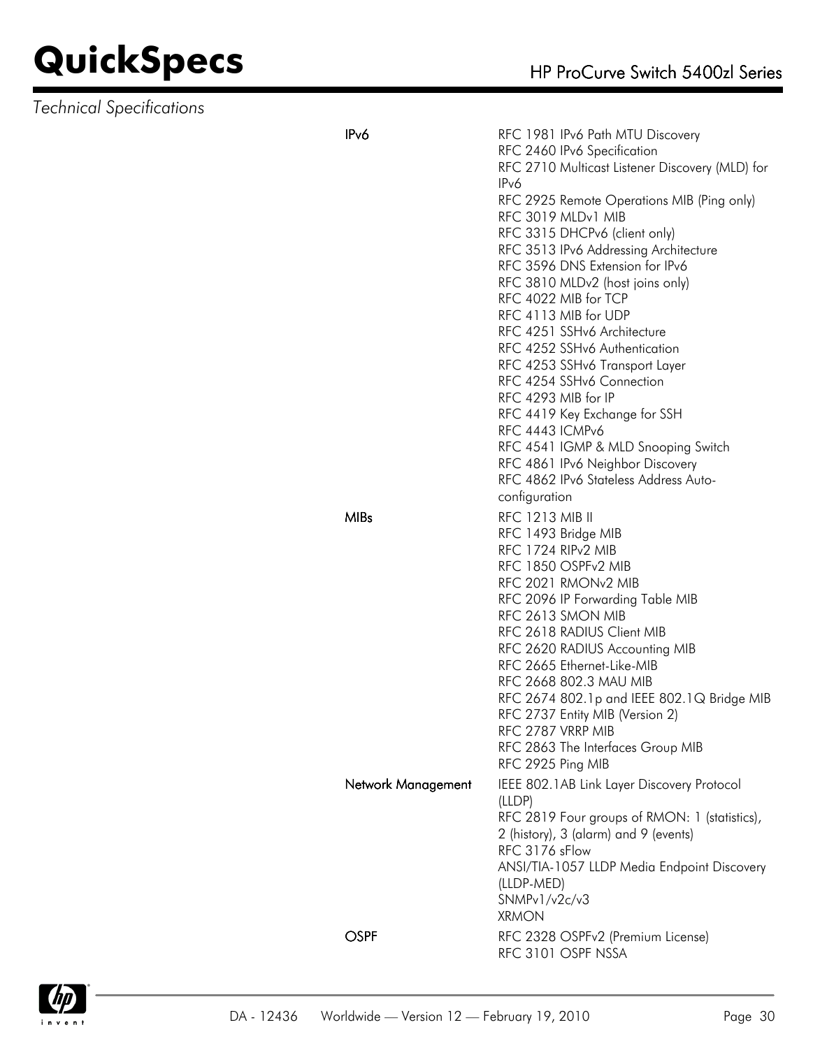*Technical Specifications*

| | |
|---|---|
| **IPv6** | RFC 1981 IPv6 Path MTU Discovery<br>RFC 2460 IPv6 Specification<br>RFC 2710 Multicast Listener Discovery (MLD) for IPv6<br>RFC 2925 Remote Operations MIB (Ping only)<br>RFC 3019 MLDv1 MIB<br>RFC 3315 DHCPv6 (client only)<br>RFC 3513 IPv6 Addressing Architecture<br>RFC 3596 DNS Extension for IPv6<br>RFC 3810 MLDv2 (host joins only)<br>RFC 4022 MIB for TCP<br>RFC 4113 MIB for UDP<br>RFC 4251 SSHv6 Architecture<br>RFC 4252 SSHv6 Authentication<br>RFC 4253 SSHv6 Transport Layer<br>RFC 4254 SSHv6 Connection<br>RFC 4293 MIB for IP<br>RFC 4419 Key Exchange for SSH<br>RFC 4443 ICMPv6<br>RFC 4541 IGMP & MLD Snooping Switch<br>RFC 4861 IPv6 Neighbor Discovery<br>RFC 4862 IPv6 Stateless Address Auto-configuration |
| **MIBs** | RFC 1213 MIB II<br>RFC 1493 Bridge MIB<br>RFC 1724 RIPv2 MIB<br>RFC 1850 OSPFv2 MIB<br>RFC 2021 RMONv2 MIB<br>RFC 2096 IP Forwarding Table MIB<br>RFC 2613 SMON MIB<br>RFC 2618 RADIUS Client MIB<br>RFC 2620 RADIUS Accounting MIB<br>RFC 2665 Ethernet-Like-MIB<br>RFC 2668 802.3 MAU MIB<br>RFC 2674 802.1p and IEEE 802.1Q Bridge MIB<br>RFC 2737 Entity MIB (Version 2)<br>RFC 2787 VRRP MIB<br>RFC 2863 The Interfaces Group MIB<br>RFC 2925 Ping MIB |
| **Network Management** | IEEE 802.1AB Link Layer Discovery Protocol (LLDP)<br>RFC 2819 Four groups of RMON: 1 (statistics), 2 (history), 3 (alarm) and 9 (events)<br>RFC 3176 sFlow<br>ANSI/TIA-1057 LLDP Media Endpoint Discovery (LLDP-MED)<br>SNMPv1/v2c/v3<br>XRMON |
| **OSPF** | RFC 2328 OSPFv2 (Premium License)<br>RFC 3101 OSPF NSSA |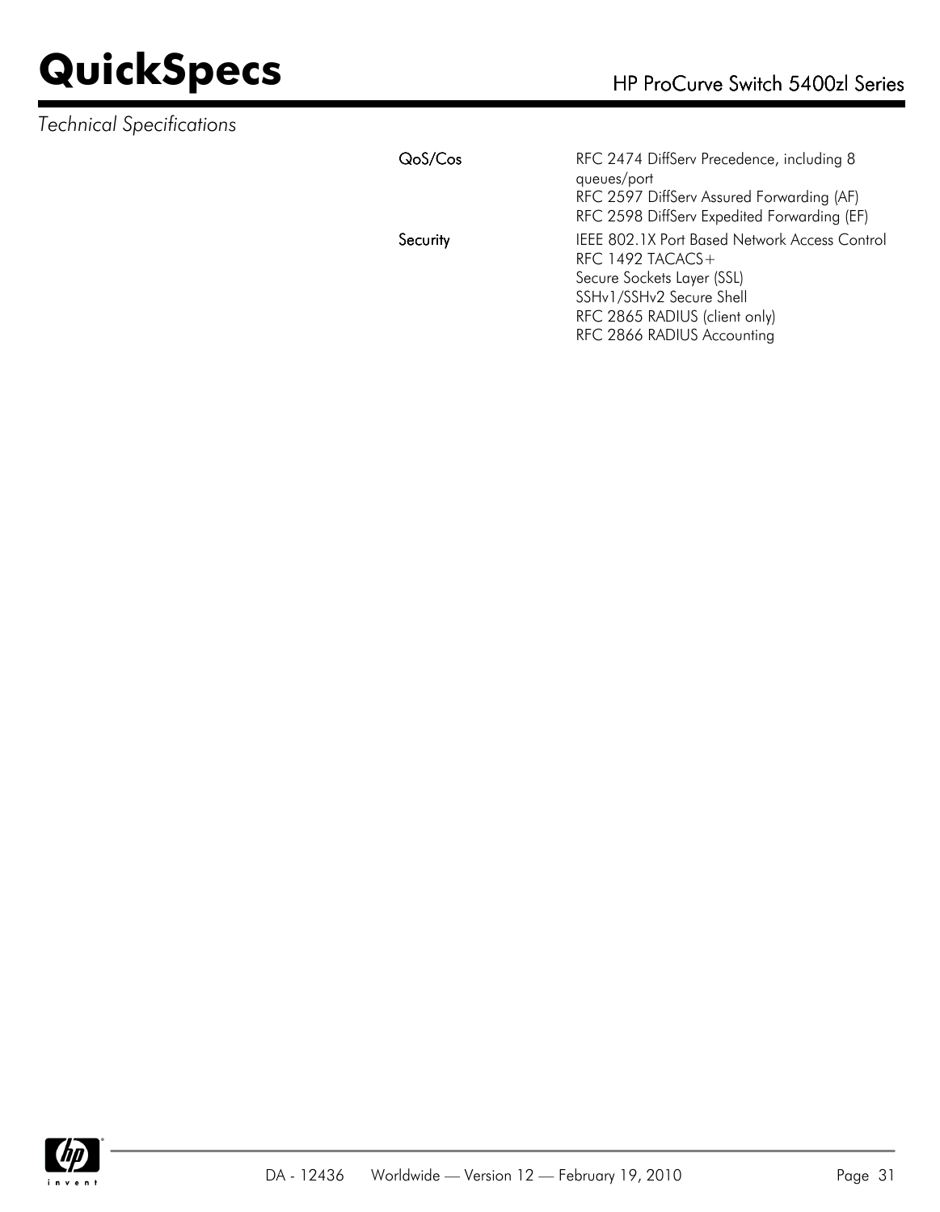*Technical Specifications*

| | |
|---|---|
| QoS/Cos | RFC 2474 DiffServ Precedence, including 8 queues/port<br>RFC 2597 DiffServ Assured Forwarding (AF)<br>RFC 2598 DiffServ Expedited Forwarding (EF) |
| Security | IEEE 802.1X Port Based Network Access Control<br>RFC 1492 TACACS+<br>Secure Sockets Layer (SSL)<br>SSHv1/SSHv2 Secure Shell<br>RFC 2865 RADIUS (client only)<br>RFC 2866 RADIUS Accounting |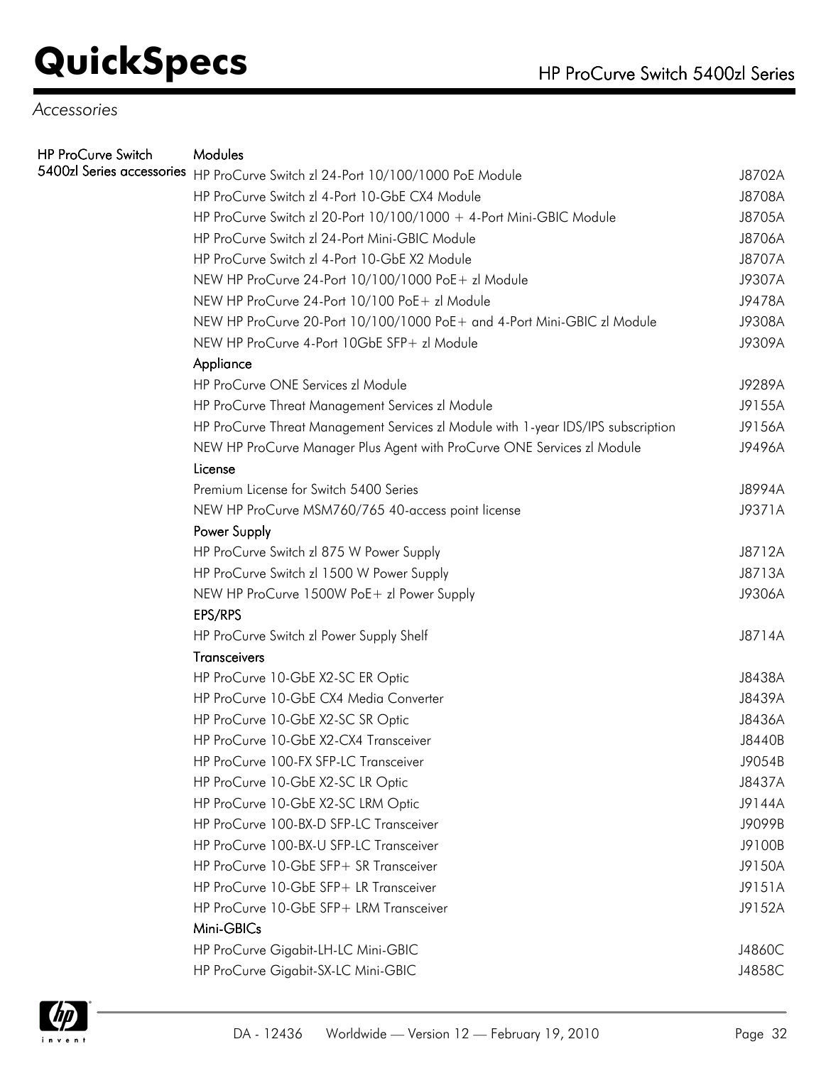## Accessories

**HP ProCurve Switch 5400zl Series accessories**

| | Product | Part Number |
|---|---|---|
| **Modules** | | |
| | HP ProCurve Switch zl 24-Port 10/100/1000 PoE Module | J8702A |
| | HP ProCurve Switch zl 4-Port 10-GbE CX4 Module | J8708A |
| | HP ProCurve Switch zl 20-Port 10/100/1000 + 4-Port Mini-GBIC Module | J8705A |
| | HP ProCurve Switch zl 24-Port Mini-GBIC Module | J8706A |
| | HP ProCurve Switch zl 4-Port 10-GbE X2 Module | J8707A |
| | NEW HP ProCurve 24-Port 10/100/1000 PoE+ zl Module | J9307A |
| | NEW HP ProCurve 24-Port 10/100 PoE+ zl Module | J9478A |
| | NEW HP ProCurve 20-Port 10/100/1000 PoE+ and 4-Port Mini-GBIC zl Module | J9308A |
| | NEW HP ProCurve 4-Port 10GbE SFP+ zl Module | J9309A |
| **Appliance** | | |
| | HP ProCurve ONE Services zl Module | J9289A |
| | HP ProCurve Threat Management Services zl Module | J9155A |
| | HP ProCurve Threat Management Services zl Module with 1-year IDS/IPS subscription | J9156A |
| | NEW HP ProCurve Manager Plus Agent with ProCurve ONE Services zl Module | J9496A |
| **License** | | |
| | Premium License for Switch 5400 Series | J8994A |
| | NEW HP ProCurve MSM760/765 40-access point license | J9371A |
| **Power Supply** | | |
| | HP ProCurve Switch zl 875 W Power Supply | J8712A |
| | HP ProCurve Switch zl 1500 W Power Supply | J8713A |
| | NEW HP ProCurve 1500W PoE+ zl Power Supply | J9306A |
| **EPS/RPS** | | |
| | HP ProCurve Switch zl Power Supply Shelf | J8714A |
| **Transceivers** | | |
| | HP ProCurve 10-GbE X2-SC ER Optic | J8438A |
| | HP ProCurve 10-GbE CX4 Media Converter | J8439A |
| | HP ProCurve 10-GbE X2-SC SR Optic | J8436A |
| | HP ProCurve 10-GbE X2-CX4 Transceiver | J8440B |
| | HP ProCurve 100-FX SFP-LC Transceiver | J9054B |
| | HP ProCurve 10-GbE X2-SC LR Optic | J8437A |
| | HP ProCurve 10-GbE X2-SC LRM Optic | J9144A |
| | HP ProCurve 100-BX-D SFP-LC Transceiver | J9099B |
| | HP ProCurve 100-BX-U SFP-LC Transceiver | J9100B |
| | HP ProCurve 10-GbE SFP+ SR Transceiver | J9150A |
| | HP ProCurve 10-GbE SFP+ LR Transceiver | J9151A |
| | HP ProCurve 10-GbE SFP+ LRM Transceiver | J9152A |
| **Mini-GBICs** | | |
| | HP ProCurve Gigabit-LH-LC Mini-GBIC | J4860C |
| | HP ProCurve Gigabit-SX-LC Mini-GBIC | J4858C |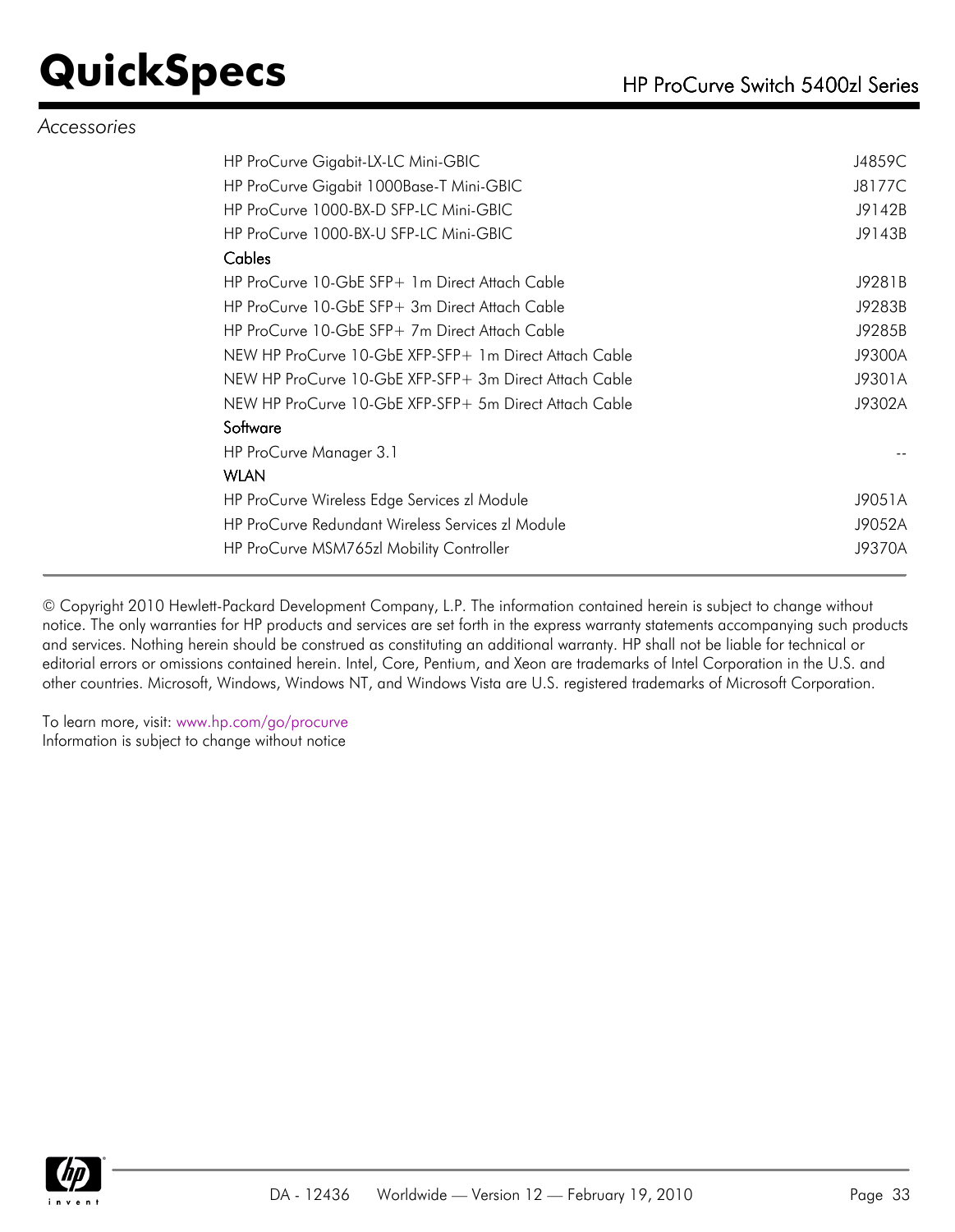*Accessories*

| | |
|---|---|
| HP ProCurve Gigabit-LX-LC Mini-GBIC | J4859C |
| HP ProCurve Gigabit 1000Base-T Mini-GBIC | J8177C |
| HP ProCurve 1000-BX-D SFP-LC Mini-GBIC | J9142B |
| HP ProCurve 1000-BX-U SFP-LC Mini-GBIC | J9143B |
| **Cables** | |
| HP ProCurve 10-GbE SFP+ 1m Direct Attach Cable | J9281B |
| HP ProCurve 10-GbE SFP+ 3m Direct Attach Cable | J9283B |
| HP ProCurve 10-GbE SFP+ 7m Direct Attach Cable | J9285B |
| NEW HP ProCurve 10-GbE XFP-SFP+ 1m Direct Attach Cable | J9300A |
| NEW HP ProCurve 10-GbE XFP-SFP+ 3m Direct Attach Cable | J9301A |
| NEW HP ProCurve 10-GbE XFP-SFP+ 5m Direct Attach Cable | J9302A |
| **Software** | |
| HP ProCurve Manager 3.1 | -- |
| **WLAN** | |
| HP ProCurve Wireless Edge Services zl Module | J9051A |
| HP ProCurve Redundant Wireless Services zl Module | J9052A |
| HP ProCurve MSM765zl Mobility Controller | J9370A |

© Copyright 2010 Hewlett-Packard Development Company, L.P. The information contained herein is subject to change without notice. The only warranties for HP products and services are set forth in the express warranty statements accompanying such products and services. Nothing herein should be construed as constituting an additional warranty. HP shall not be liable for technical or editorial errors or omissions contained herein. Intel, Core, Pentium, and Xeon are trademarks of Intel Corporation in the U.S. and other countries. Microsoft, Windows, Windows NT, and Windows Vista are U.S. registered trademarks of Microsoft Corporation.

To learn more, visit: www.hp.com/go/procurve
Information is subject to change without notice

DA - 12436 Worldwide — Version 12 — February 19, 2010